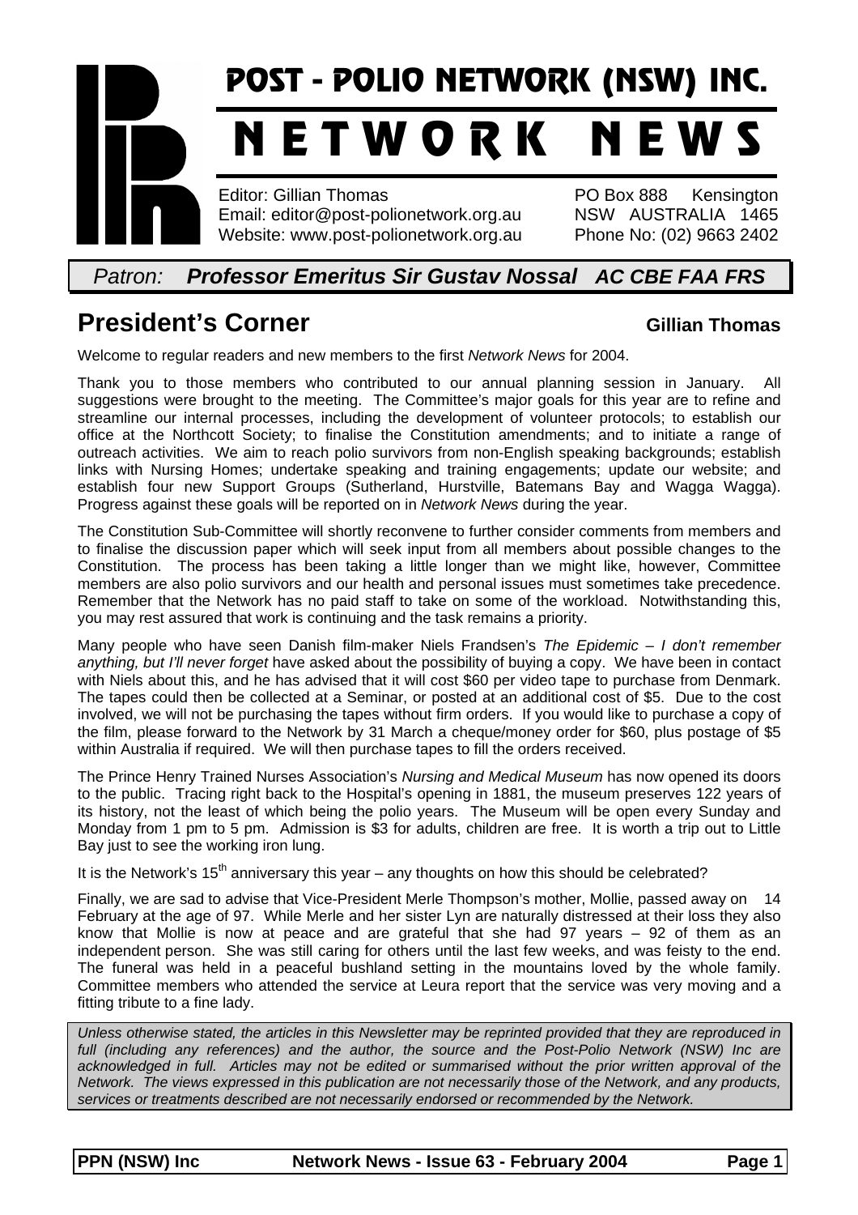# POST - POLIO NETWORK (NSW) INC.

# NETWORK NEWS

Editor: Gillian Thomas
Email: editor@post-polionetwork.org.au
Website: www.post-polionetwork.org.au

PO Box 888 Kensington
NSW AUSTRALIA 1465
Phone No: (02) 9663 2402

*Patron:* ***Professor Emeritus Sir Gustav Nossal AC CBE FAA FRS***

## President's Corner

**Gillian Thomas**

Welcome to regular readers and new members to the first *Network News* for 2004.

Thank you to those members who contributed to our annual planning session in January. All suggestions were brought to the meeting. The Committee's major goals for this year are to refine and streamline our internal processes, including the development of volunteer protocols; to establish our office at the Northcott Society; to finalise the Constitution amendments; and to initiate a range of outreach activities. We aim to reach polio survivors from non-English speaking backgrounds; establish links with Nursing Homes; undertake speaking and training engagements; update our website; and establish four new Support Groups (Sutherland, Hurstville, Batemans Bay and Wagga Wagga). Progress against these goals will be reported on in *Network News* during the year.

The Constitution Sub-Committee will shortly reconvene to further consider comments from members and to finalise the discussion paper which will seek input from all members about possible changes to the Constitution. The process has been taking a little longer than we might like, however, Committee members are also polio survivors and our health and personal issues must sometimes take precedence. Remember that the Network has no paid staff to take on some of the workload. Notwithstanding this, you may rest assured that work is continuing and the task remains a priority.

Many people who have seen Danish film-maker Niels Frandsen's *The Epidemic – I don't remember anything, but I'll never forget* have asked about the possibility of buying a copy. We have been in contact with Niels about this, and he has advised that it will cost $60 per video tape to purchase from Denmark. The tapes could then be collected at a Seminar, or posted at an additional cost of $5. Due to the cost involved, we will not be purchasing the tapes without firm orders. If you would like to purchase a copy of the film, please forward to the Network by 31 March a cheque/money order for $60, plus postage of $5 within Australia if required. We will then purchase tapes to fill the orders received.

The Prince Henry Trained Nurses Association's *Nursing and Medical Museum* has now opened its doors to the public. Tracing right back to the Hospital's opening in 1881, the museum preserves 122 years of its history, not the least of which being the polio years. The Museum will be open every Sunday and Monday from 1 pm to 5 pm. Admission is $3 for adults, children are free. It is worth a trip out to Little Bay just to see the working iron lung.

It is the Network's 15th anniversary this year – any thoughts on how this should be celebrated?

Finally, we are sad to advise that Vice-President Merle Thompson's mother, Mollie, passed away on 14 February at the age of 97. While Merle and her sister Lyn are naturally distressed at their loss they also know that Mollie is now at peace and are grateful that she had 97 years – 92 of them as an independent person. She was still caring for others until the last few weeks, and was feisty to the end. The funeral was held in a peaceful bushland setting in the mountains loved by the whole family. Committee members who attended the service at Leura report that the service was very moving and a fitting tribute to a fine lady.

*Unless otherwise stated, the articles in this Newsletter may be reprinted provided that they are reproduced in full (including any references) and the author, the source and the Post-Polio Network (NSW) Inc are acknowledged in full. Articles may not be edited or summarised without the prior written approval of the Network. The views expressed in this publication are not necessarily those of the Network, and any products, services or treatments described are not necessarily endorsed or recommended by the Network.*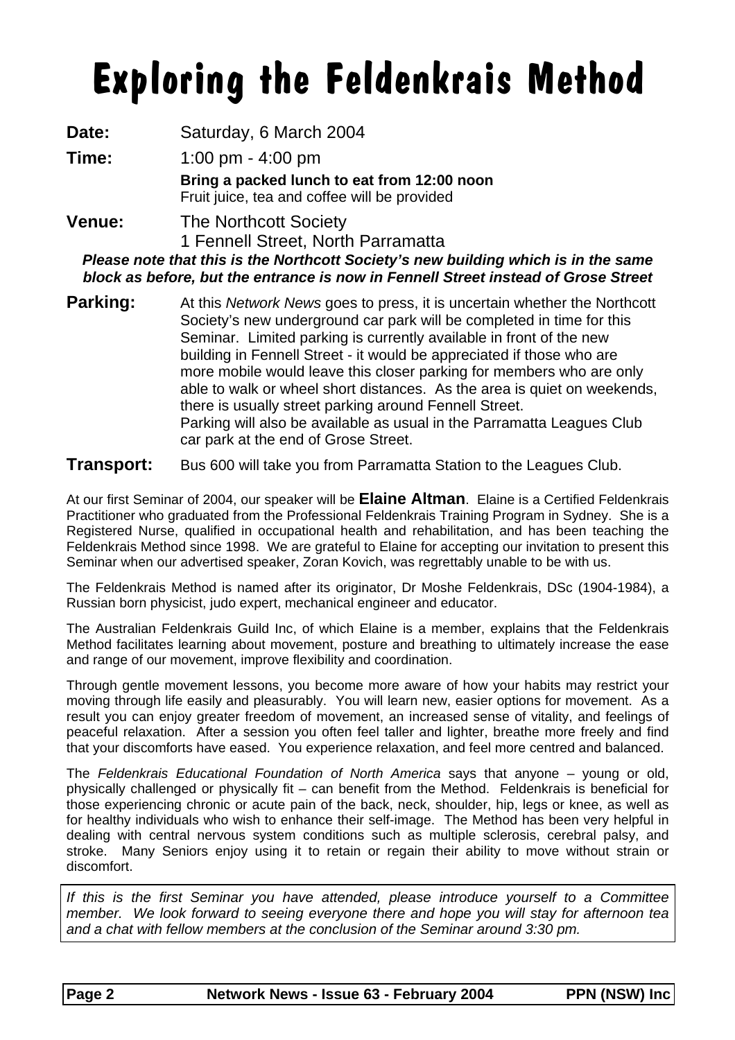# Exploring the Feldenkrais Method

**Date:** Saturday, 6 March 2004

**Time:** 1:00 pm - 4:00 pm

**Bring a packed lunch to eat from 12:00 noon**
Fruit juice, tea and coffee will be provided

**Venue:** The Northcott Society
1 Fennell Street, North Parramatta

***Please note that this is the Northcott Society's new building which is in the same block as before, but the entrance is now in Fennell Street instead of Grose Street***

**Parking:** At this *Network News* goes to press, it is uncertain whether the Northcott Society's new underground car park will be completed in time for this Seminar. Limited parking is currently available in front of the new building in Fennell Street - it would be appreciated if those who are more mobile would leave this closer parking for members who are only able to walk or wheel short distances. As the area is quiet on weekends, there is usually street parking around Fennell Street.
Parking will also be available as usual in the Parramatta Leagues Club car park at the end of Grose Street.

**Transport:** Bus 600 will take you from Parramatta Station to the Leagues Club.

At our first Seminar of 2004, our speaker will be **Elaine Altman**. Elaine is a Certified Feldenkrais Practitioner who graduated from the Professional Feldenkrais Training Program in Sydney. She is a Registered Nurse, qualified in occupational health and rehabilitation, and has been teaching the Feldenkrais Method since 1998. We are grateful to Elaine for accepting our invitation to present this Seminar when our advertised speaker, Zoran Kovich, was regrettably unable to be with us.

The Feldenkrais Method is named after its originator, Dr Moshe Feldenkrais, DSc (1904-1984), a Russian born physicist, judo expert, mechanical engineer and educator.

The Australian Feldenkrais Guild Inc, of which Elaine is a member, explains that the Feldenkrais Method facilitates learning about movement, posture and breathing to ultimately increase the ease and range of our movement, improve flexibility and coordination.

Through gentle movement lessons, you become more aware of how your habits may restrict your moving through life easily and pleasurably. You will learn new, easier options for movement. As a result you can enjoy greater freedom of movement, an increased sense of vitality, and feelings of peaceful relaxation. After a session you often feel taller and lighter, breathe more freely and find that your discomforts have eased. You experience relaxation, and feel more centred and balanced.

The *Feldenkrais Educational Foundation of North America* says that anyone – young or old, physically challenged or physically fit – can benefit from the Method. Feldenkrais is beneficial for those experiencing chronic or acute pain of the back, neck, shoulder, hip, legs or knee, as well as for healthy individuals who wish to enhance their self-image. The Method has been very helpful in dealing with central nervous system conditions such as multiple sclerosis, cerebral palsy, and stroke. Many Seniors enjoy using it to retain or regain their ability to move without strain or discomfort.

*If this is the first Seminar you have attended, please introduce yourself to a Committee member. We look forward to seeing everyone there and hope you will stay for afternoon tea and a chat with fellow members at the conclusion of the Seminar around 3:30 pm.*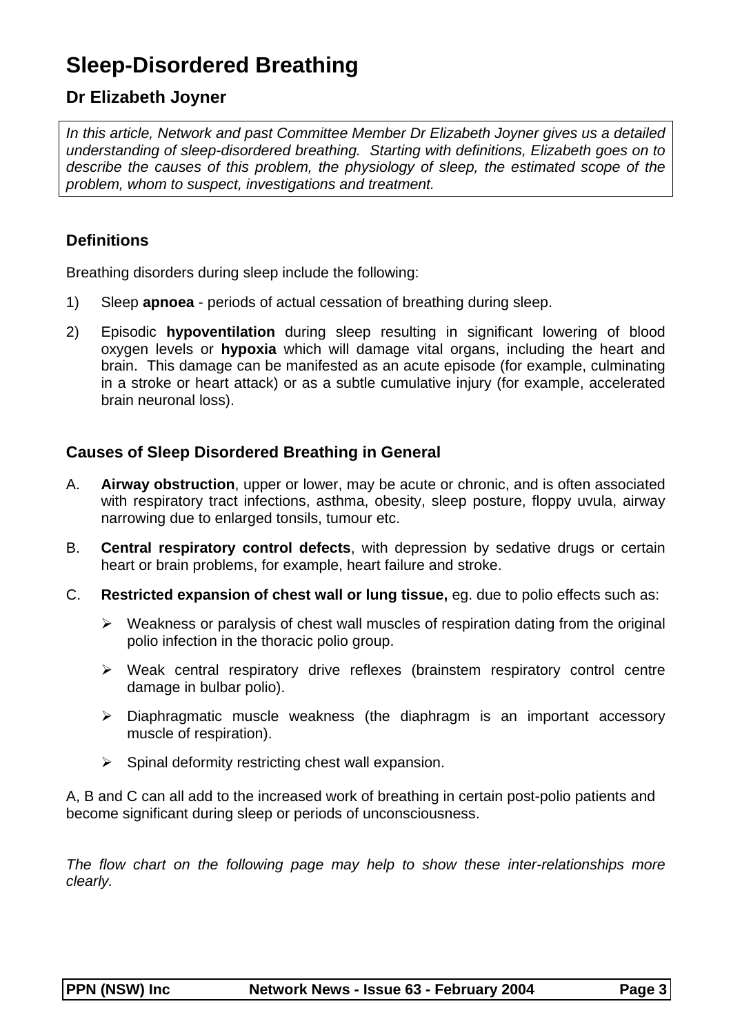# Sleep-Disordered Breathing

## Dr Elizabeth Joyner

*In this article, Network and past Committee Member Dr Elizabeth Joyner gives us a detailed understanding of sleep-disordered breathing. Starting with definitions, Elizabeth goes on to describe the causes of this problem, the physiology of sleep, the estimated scope of the problem, whom to suspect, investigations and treatment.*

### Definitions

Breathing disorders during sleep include the following:

1) Sleep **apnoea** - periods of actual cessation of breathing during sleep.

2) Episodic **hypoventilation** during sleep resulting in significant lowering of blood oxygen levels or **hypoxia** which will damage vital organs, including the heart and brain. This damage can be manifested as an acute episode (for example, culminating in a stroke or heart attack) or as a subtle cumulative injury (for example, accelerated brain neuronal loss).

### Causes of Sleep Disordered Breathing in General

A. **Airway obstruction**, upper or lower, may be acute or chronic, and is often associated with respiratory tract infections, asthma, obesity, sleep posture, floppy uvula, airway narrowing due to enlarged tonsils, tumour etc.

B. **Central respiratory control defects**, with depression by sedative drugs or certain heart or brain problems, for example, heart failure and stroke.

C. **Restricted expansion of chest wall or lung tissue,** eg. due to polio effects such as:

- Weakness or paralysis of chest wall muscles of respiration dating from the original polio infection in the thoracic polio group.
- Weak central respiratory drive reflexes (brainstem respiratory control centre damage in bulbar polio).
- Diaphragmatic muscle weakness (the diaphragm is an important accessory muscle of respiration).
- Spinal deformity restricting chest wall expansion.

A, B and C can all add to the increased work of breathing in certain post-polio patients and become significant during sleep or periods of unconsciousness.

*The flow chart on the following page may help to show these inter-relationships more clearly.*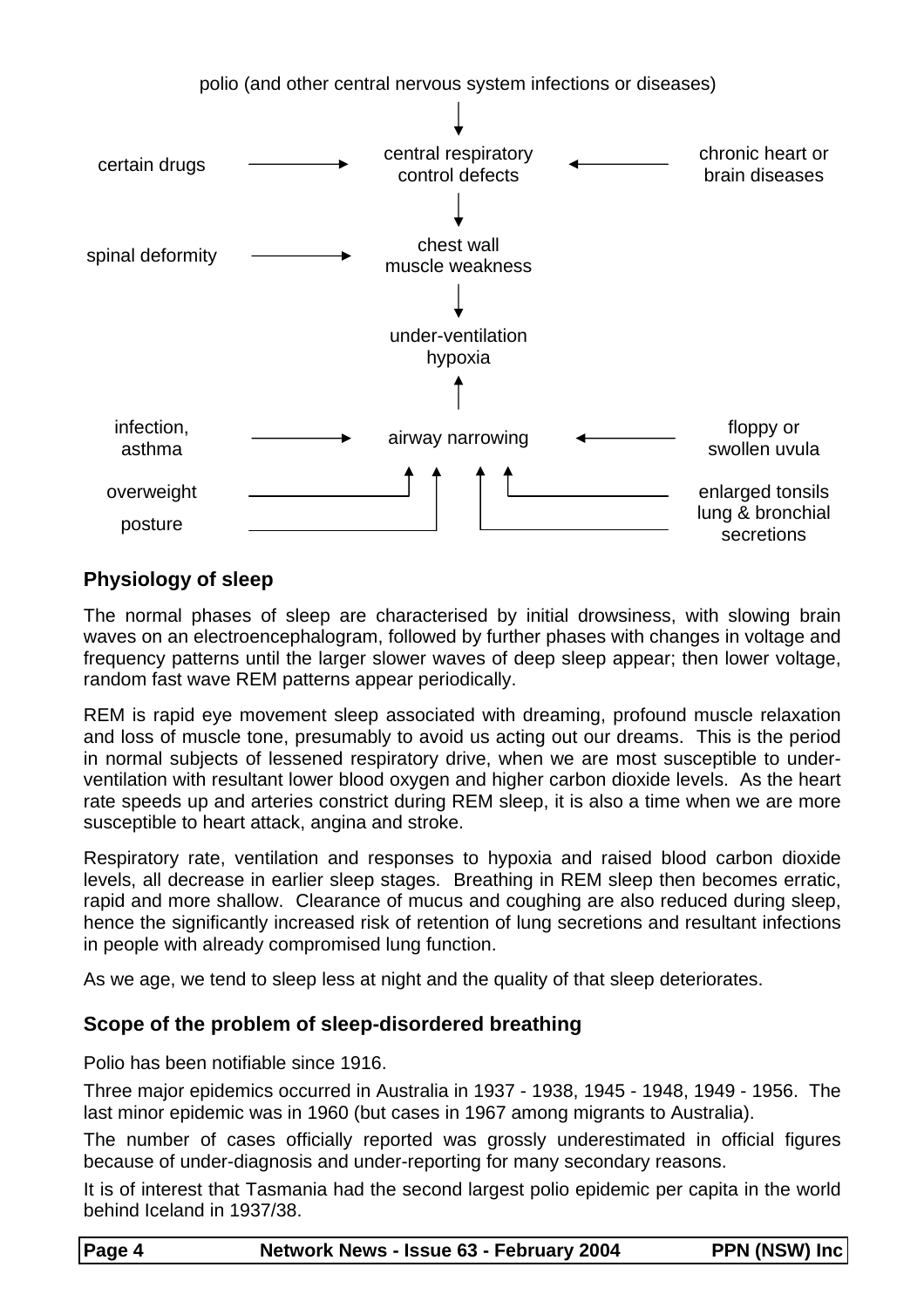polio (and other central nervous system infections or diseases)

certain drugs

central respiratory control defects

chronic heart or brain diseases

spinal deformity

chest wall muscle weakness

under-ventilation hypoxia

infection, asthma

airway narrowing

floppy or swollen uvula

overweight

posture

enlarged tonsils

lung & bronchial secretions

## Physiology of sleep

The normal phases of sleep are characterised by initial drowsiness, with slowing brain waves on an electroencephalogram, followed by further phases with changes in voltage and frequency patterns until the larger slower waves of deep sleep appear; then lower voltage, random fast wave REM patterns appear periodically.

REM is rapid eye movement sleep associated with dreaming, profound muscle relaxation and loss of muscle tone, presumably to avoid us acting out our dreams. This is the period in normal subjects of lessened respiratory drive, when we are most susceptible to under-ventilation with resultant lower blood oxygen and higher carbon dioxide levels. As the heart rate speeds up and arteries constrict during REM sleep, it is also a time when we are more susceptible to heart attack, angina and stroke.

Respiratory rate, ventilation and responses to hypoxia and raised blood carbon dioxide levels, all decrease in earlier sleep stages. Breathing in REM sleep then becomes erratic, rapid and more shallow. Clearance of mucus and coughing are also reduced during sleep, hence the significantly increased risk of retention of lung secretions and resultant infections in people with already compromised lung function.

As we age, we tend to sleep less at night and the quality of that sleep deteriorates.

## Scope of the problem of sleep-disordered breathing

Polio has been notifiable since 1916.

Three major epidemics occurred in Australia in 1937 - 1938, 1945 - 1948, 1949 - 1956. The last minor epidemic was in 1960 (but cases in 1967 among migrants to Australia).

The number of cases officially reported was grossly underestimated in official figures because of under-diagnosis and under-reporting for many secondary reasons.

It is of interest that Tasmania had the second largest polio epidemic per capita in the world behind Iceland in 1937/38.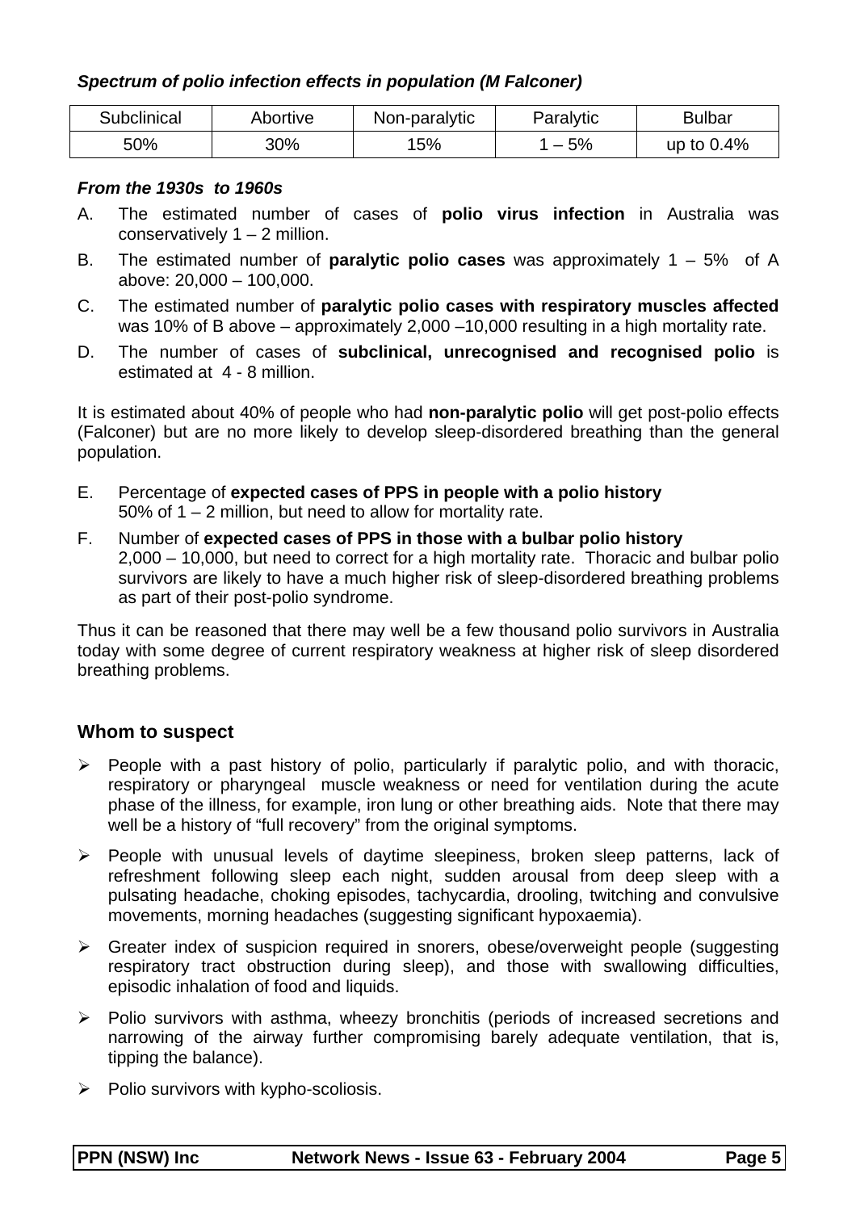***Spectrum of polio infection effects in population (M Falconer)***

| Subclinical | Abortive | Non-paralytic | Paralytic | Bulbar |
|---|---|---|---|---|
| 50% | 30% | 15% | 1 – 5% | up to 0.4% |

***From the 1930s to 1960s***

A. The estimated number of cases of **polio virus infection** in Australia was conservatively 1 – 2 million.

B. The estimated number of **paralytic polio cases** was approximately 1 – 5% of A above: 20,000 – 100,000.

C. The estimated number of **paralytic polio cases with respiratory muscles affected** was 10% of B above – approximately 2,000 –10,000 resulting in a high mortality rate.

D. The number of cases of **subclinical, unrecognised and recognised polio** is estimated at 4 - 8 million.

It is estimated about 40% of people who had **non-paralytic polio** will get post-polio effects (Falconer) but are no more likely to develop sleep-disordered breathing than the general population.

E. Percentage of **expected cases of PPS in people with a polio history**
50% of 1 – 2 million, but need to allow for mortality rate.

F. Number of **expected cases of PPS in those with a bulbar polio history**
2,000 – 10,000, but need to correct for a high mortality rate. Thoracic and bulbar polio survivors are likely to have a much higher risk of sleep-disordered breathing problems as part of their post-polio syndrome.

Thus it can be reasoned that there may well be a few thousand polio survivors in Australia today with some degree of current respiratory weakness at higher risk of sleep disordered breathing problems.

## Whom to suspect

- People with a past history of polio, particularly if paralytic polio, and with thoracic, respiratory or pharyngeal muscle weakness or need for ventilation during the acute phase of the illness, for example, iron lung or other breathing aids. Note that there may well be a history of "full recovery" from the original symptoms.
- People with unusual levels of daytime sleepiness, broken sleep patterns, lack of refreshment following sleep each night, sudden arousal from deep sleep with a pulsating headache, choking episodes, tachycardia, drooling, twitching and convulsive movements, morning headaches (suggesting significant hypoxaemia).
- Greater index of suspicion required in snorers, obese/overweight people (suggesting respiratory tract obstruction during sleep), and those with swallowing difficulties, episodic inhalation of food and liquids.
- Polio survivors with asthma, wheezy bronchitis (periods of increased secretions and narrowing of the airway further compromising barely adequate ventilation, that is, tipping the balance).
- Polio survivors with kypho-scoliosis.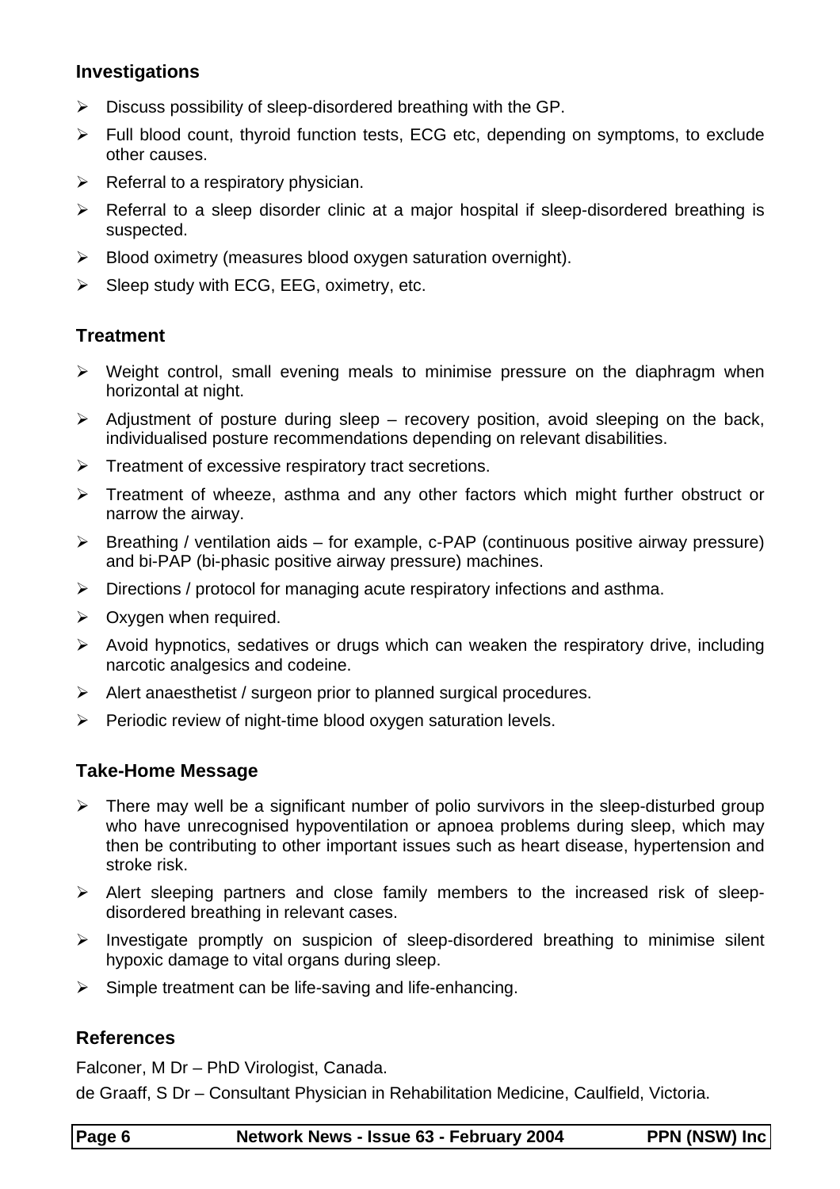### Investigations

- Discuss possibility of sleep-disordered breathing with the GP.
- Full blood count, thyroid function tests, ECG etc, depending on symptoms, to exclude other causes.
- Referral to a respiratory physician.
- Referral to a sleep disorder clinic at a major hospital if sleep-disordered breathing is suspected.
- Blood oximetry (measures blood oxygen saturation overnight).
- Sleep study with ECG, EEG, oximetry, etc.

### Treatment

- Weight control, small evening meals to minimise pressure on the diaphragm when horizontal at night.
- Adjustment of posture during sleep – recovery position, avoid sleeping on the back, individualised posture recommendations depending on relevant disabilities.
- Treatment of excessive respiratory tract secretions.
- Treatment of wheeze, asthma and any other factors which might further obstruct or narrow the airway.
- Breathing / ventilation aids – for example, c-PAP (continuous positive airway pressure) and bi-PAP (bi-phasic positive airway pressure) machines.
- Directions / protocol for managing acute respiratory infections and asthma.
- Oxygen when required.
- Avoid hypnotics, sedatives or drugs which can weaken the respiratory drive, including narcotic analgesics and codeine.
- Alert anaesthetist / surgeon prior to planned surgical procedures.
- Periodic review of night-time blood oxygen saturation levels.

### Take-Home Message

- There may well be a significant number of polio survivors in the sleep-disturbed group who have unrecognised hypoventilation or apnoea problems during sleep, which may then be contributing to other important issues such as heart disease, hypertension and stroke risk.
- Alert sleeping partners and close family members to the increased risk of sleep-disordered breathing in relevant cases.
- Investigate promptly on suspicion of sleep-disordered breathing to minimise silent hypoxic damage to vital organs during sleep.
- Simple treatment can be life-saving and life-enhancing.

### References

Falconer, M Dr – PhD Virologist, Canada.

de Graaff, S Dr – Consultant Physician in Rehabilitation Medicine, Caulfield, Victoria.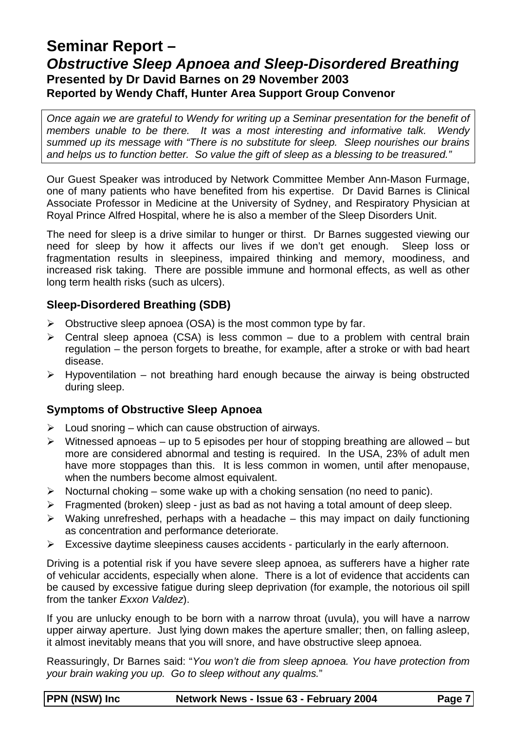# Seminar Report – *Obstructive Sleep Apnoea and Sleep-Disordered Breathing*

**Presented by Dr David Barnes on 29 November 2003**
**Reported by Wendy Chaff, Hunter Area Support Group Convenor**

*Once again we are grateful to Wendy for writing up a Seminar presentation for the benefit of members unable to be there. It was a most interesting and informative talk. Wendy summed up its message with "There is no substitute for sleep. Sleep nourishes our brains and helps us to function better. So value the gift of sleep as a blessing to be treasured."*

Our Guest Speaker was introduced by Network Committee Member Ann-Mason Furmage, one of many patients who have benefited from his expertise. Dr David Barnes is Clinical Associate Professor in Medicine at the University of Sydney, and Respiratory Physician at Royal Prince Alfred Hospital, where he is also a member of the Sleep Disorders Unit.

The need for sleep is a drive similar to hunger or thirst. Dr Barnes suggested viewing our need for sleep by how it affects our lives if we don't get enough. Sleep loss or fragmentation results in sleepiness, impaired thinking and memory, moodiness, and increased risk taking. There are possible immune and hormonal effects, as well as other long term health risks (such as ulcers).

## Sleep-Disordered Breathing (SDB)

- Obstructive sleep apnoea (OSA) is the most common type by far.
- Central sleep apnoea (CSA) is less common – due to a problem with central brain regulation – the person forgets to breathe, for example, after a stroke or with bad heart disease.
- Hypoventilation – not breathing hard enough because the airway is being obstructed during sleep.

## Symptoms of Obstructive Sleep Apnoea

- Loud snoring – which can cause obstruction of airways.
- Witnessed apnoeas – up to 5 episodes per hour of stopping breathing are allowed – but more are considered abnormal and testing is required. In the USA, 23% of adult men have more stoppages than this. It is less common in women, until after menopause, when the numbers become almost equivalent.
- Nocturnal choking – some wake up with a choking sensation (no need to panic).
- Fragmented (broken) sleep - just as bad as not having a total amount of deep sleep.
- Waking unrefreshed, perhaps with a headache – this may impact on daily functioning as concentration and performance deteriorate.
- Excessive daytime sleepiness causes accidents - particularly in the early afternoon.

Driving is a potential risk if you have severe sleep apnoea, as sufferers have a higher rate of vehicular accidents, especially when alone. There is a lot of evidence that accidents can be caused by excessive fatigue during sleep deprivation (for example, the notorious oil spill from the tanker *Exxon Valdez*).

If you are unlucky enough to be born with a narrow throat (uvula), you will have a narrow upper airway aperture. Just lying down makes the aperture smaller; then, on falling asleep, it almost inevitably means that you will snore, and have obstructive sleep apnoea.

Reassuringly, Dr Barnes said: "*You won't die from sleep apnoea. You have protection from your brain waking you up. Go to sleep without any qualms.*"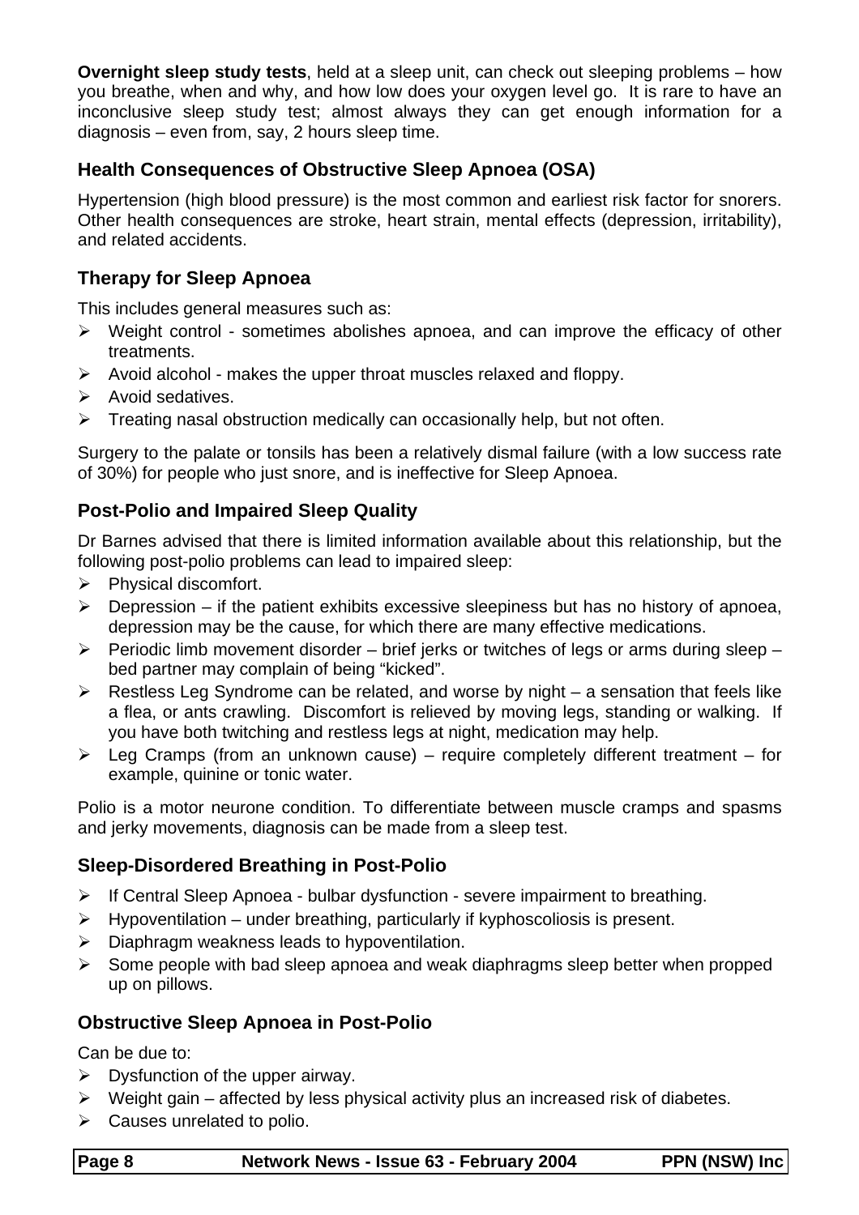**Overnight sleep study tests**, held at a sleep unit, can check out sleeping problems – how you breathe, when and why, and how low does your oxygen level go. It is rare to have an inconclusive sleep study test; almost always they can get enough information for a diagnosis – even from, say, 2 hours sleep time.

## Health Consequences of Obstructive Sleep Apnoea (OSA)

Hypertension (high blood pressure) is the most common and earliest risk factor for snorers. Other health consequences are stroke, heart strain, mental effects (depression, irritability), and related accidents.

## Therapy for Sleep Apnoea

This includes general measures such as:

- Weight control - sometimes abolishes apnoea, and can improve the efficacy of other treatments.
- Avoid alcohol - makes the upper throat muscles relaxed and floppy.
- Avoid sedatives.
- Treating nasal obstruction medically can occasionally help, but not often.

Surgery to the palate or tonsils has been a relatively dismal failure (with a low success rate of 30%) for people who just snore, and is ineffective for Sleep Apnoea.

## Post-Polio and Impaired Sleep Quality

Dr Barnes advised that there is limited information available about this relationship, but the following post-polio problems can lead to impaired sleep:

- Physical discomfort.
- Depression – if the patient exhibits excessive sleepiness but has no history of apnoea, depression may be the cause, for which there are many effective medications.
- Periodic limb movement disorder – brief jerks or twitches of legs or arms during sleep – bed partner may complain of being "kicked".
- Restless Leg Syndrome can be related, and worse by night – a sensation that feels like a flea, or ants crawling. Discomfort is relieved by moving legs, standing or walking. If you have both twitching and restless legs at night, medication may help.
- Leg Cramps (from an unknown cause) – require completely different treatment – for example, quinine or tonic water.

Polio is a motor neurone condition. To differentiate between muscle cramps and spasms and jerky movements, diagnosis can be made from a sleep test.

## Sleep-Disordered Breathing in Post-Polio

- If Central Sleep Apnoea - bulbar dysfunction - severe impairment to breathing.
- Hypoventilation – under breathing, particularly if kyphoscoliosis is present.
- Diaphragm weakness leads to hypoventilation.
- Some people with bad sleep apnoea and weak diaphragms sleep better when propped up on pillows.

## Obstructive Sleep Apnoea in Post-Polio

Can be due to:

- Dysfunction of the upper airway.
- Weight gain – affected by less physical activity plus an increased risk of diabetes.
- Causes unrelated to polio.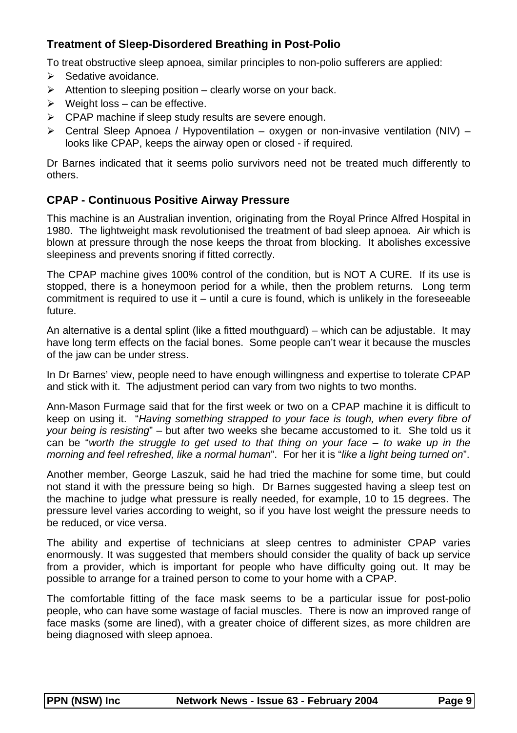## Treatment of Sleep-Disordered Breathing in Post-Polio

To treat obstructive sleep apnoea, similar principles to non-polio sufferers are applied:

- Sedative avoidance.
- Attention to sleeping position – clearly worse on your back.
- Weight loss – can be effective.
- CPAP machine if sleep study results are severe enough.
- Central Sleep Apnoea / Hypoventilation – oxygen or non-invasive ventilation (NIV) – looks like CPAP, keeps the airway open or closed - if required.

Dr Barnes indicated that it seems polio survivors need not be treated much differently to others.

## CPAP - Continuous Positive Airway Pressure

This machine is an Australian invention, originating from the Royal Prince Alfred Hospital in 1980. The lightweight mask revolutionised the treatment of bad sleep apnoea. Air which is blown at pressure through the nose keeps the throat from blocking. It abolishes excessive sleepiness and prevents snoring if fitted correctly.

The CPAP machine gives 100% control of the condition, but is NOT A CURE. If its use is stopped, there is a honeymoon period for a while, then the problem returns. Long term commitment is required to use it – until a cure is found, which is unlikely in the foreseeable future.

An alternative is a dental splint (like a fitted mouthguard) – which can be adjustable. It may have long term effects on the facial bones. Some people can't wear it because the muscles of the jaw can be under stress.

In Dr Barnes' view, people need to have enough willingness and expertise to tolerate CPAP and stick with it. The adjustment period can vary from two nights to two months.

Ann-Mason Furmage said that for the first week or two on a CPAP machine it is difficult to keep on using it. "*Having something strapped to your face is tough, when every fibre of your being is resisting*" – but after two weeks she became accustomed to it. She told us it can be "*worth the struggle to get used to that thing on your face – to wake up in the morning and feel refreshed, like a normal human*". For her it is "*like a light being turned on*".

Another member, George Laszuk, said he had tried the machine for some time, but could not stand it with the pressure being so high. Dr Barnes suggested having a sleep test on the machine to judge what pressure is really needed, for example, 10 to 15 degrees. The pressure level varies according to weight, so if you have lost weight the pressure needs to be reduced, or vice versa.

The ability and expertise of technicians at sleep centres to administer CPAP varies enormously. It was suggested that members should consider the quality of back up service from a provider, which is important for people who have difficulty going out. It may be possible to arrange for a trained person to come to your home with a CPAP.

The comfortable fitting of the face mask seems to be a particular issue for post-polio people, who can have some wastage of facial muscles. There is now an improved range of face masks (some are lined), with a greater choice of different sizes, as more children are being diagnosed with sleep apnoea.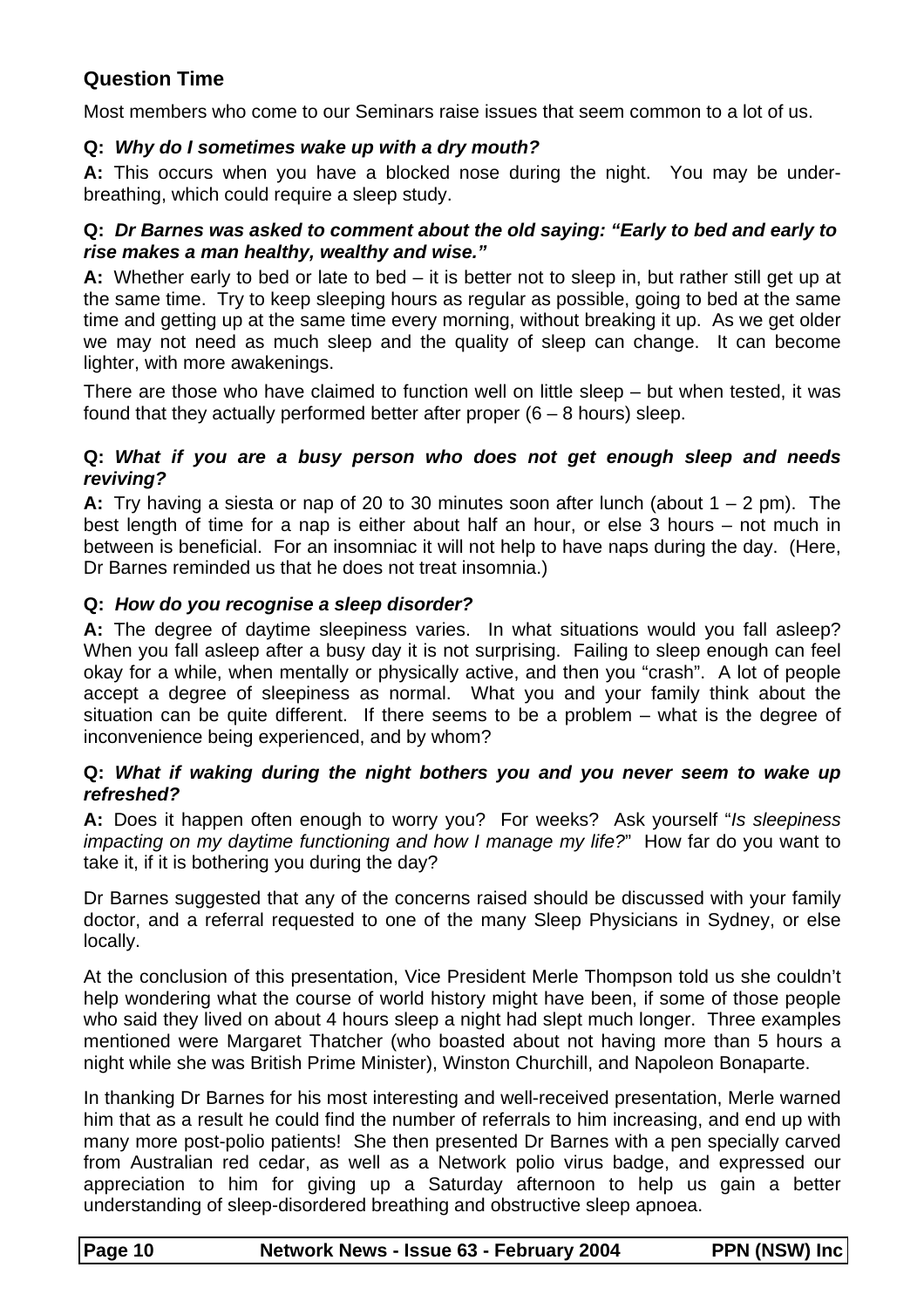## Question Time

Most members who come to our Seminars raise issues that seem common to a lot of us.

**Q:** ***Why do I sometimes wake up with a dry mouth?***

**A:** This occurs when you have a blocked nose during the night. You may be under-breathing, which could require a sleep study.

**Q:** ***Dr Barnes was asked to comment about the old saying: "Early to bed and early to rise makes a man healthy, wealthy and wise."***

**A:** Whether early to bed or late to bed – it is better not to sleep in, but rather still get up at the same time. Try to keep sleeping hours as regular as possible, going to bed at the same time and getting up at the same time every morning, without breaking it up. As we get older we may not need as much sleep and the quality of sleep can change. It can become lighter, with more awakenings.

There are those who have claimed to function well on little sleep – but when tested, it was found that they actually performed better after proper (6 – 8 hours) sleep.

**Q:** ***What if you are a busy person who does not get enough sleep and needs reviving?***

**A:** Try having a siesta or nap of 20 to 30 minutes soon after lunch (about 1 – 2 pm). The best length of time for a nap is either about half an hour, or else 3 hours – not much in between is beneficial. For an insomniac it will not help to have naps during the day. (Here, Dr Barnes reminded us that he does not treat insomnia.)

**Q:** ***How do you recognise a sleep disorder?***

**A:** The degree of daytime sleepiness varies. In what situations would you fall asleep? When you fall asleep after a busy day it is not surprising. Failing to sleep enough can feel okay for a while, when mentally or physically active, and then you "crash". A lot of people accept a degree of sleepiness as normal. What you and your family think about the situation can be quite different. If there seems to be a problem – what is the degree of inconvenience being experienced, and by whom?

**Q:** ***What if waking during the night bothers you and you never seem to wake up refreshed?***

**A:** Does it happen often enough to worry you? For weeks? Ask yourself "*Is sleepiness impacting on my daytime functioning and how I manage my life?*" How far do you want to take it, if it is bothering you during the day?

Dr Barnes suggested that any of the concerns raised should be discussed with your family doctor, and a referral requested to one of the many Sleep Physicians in Sydney, or else locally.

At the conclusion of this presentation, Vice President Merle Thompson told us she couldn't help wondering what the course of world history might have been, if some of those people who said they lived on about 4 hours sleep a night had slept much longer. Three examples mentioned were Margaret Thatcher (who boasted about not having more than 5 hours a night while she was British Prime Minister), Winston Churchill, and Napoleon Bonaparte.

In thanking Dr Barnes for his most interesting and well-received presentation, Merle warned him that as a result he could find the number of referrals to him increasing, and end up with many more post-polio patients! She then presented Dr Barnes with a pen specially carved from Australian red cedar, as well as a Network polio virus badge, and expressed our appreciation to him for giving up a Saturday afternoon to help us gain a better understanding of sleep-disordered breathing and obstructive sleep apnoea.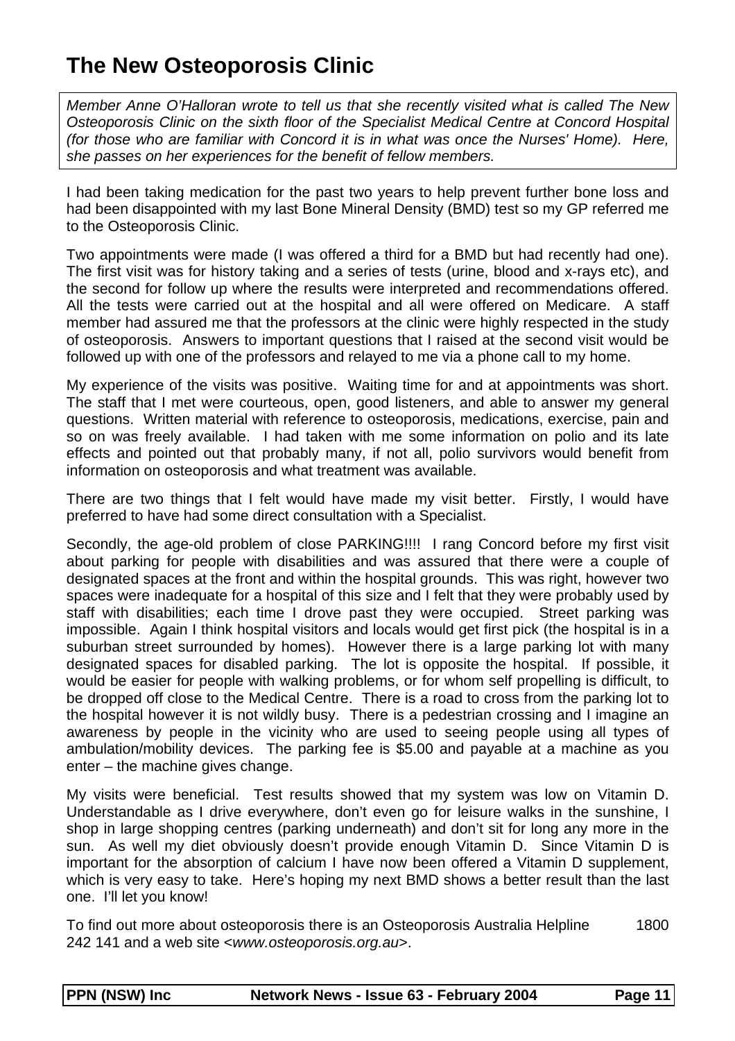# The New Osteoporosis Clinic

*Member Anne O'Halloran wrote to tell us that she recently visited what is called The New Osteoporosis Clinic on the sixth floor of the Specialist Medical Centre at Concord Hospital (for those who are familiar with Concord it is in what was once the Nurses' Home). Here, she passes on her experiences for the benefit of fellow members.*

I had been taking medication for the past two years to help prevent further bone loss and had been disappointed with my last Bone Mineral Density (BMD) test so my GP referred me to the Osteoporosis Clinic.

Two appointments were made (I was offered a third for a BMD but had recently had one). The first visit was for history taking and a series of tests (urine, blood and x-rays etc), and the second for follow up where the results were interpreted and recommendations offered. All the tests were carried out at the hospital and all were offered on Medicare. A staff member had assured me that the professors at the clinic were highly respected in the study of osteoporosis. Answers to important questions that I raised at the second visit would be followed up with one of the professors and relayed to me via a phone call to my home.

My experience of the visits was positive. Waiting time for and at appointments was short. The staff that I met were courteous, open, good listeners, and able to answer my general questions. Written material with reference to osteoporosis, medications, exercise, pain and so on was freely available. I had taken with me some information on polio and its late effects and pointed out that probably many, if not all, polio survivors would benefit from information on osteoporosis and what treatment was available.

There are two things that I felt would have made my visit better. Firstly, I would have preferred to have had some direct consultation with a Specialist.

Secondly, the age-old problem of close PARKING!!!! I rang Concord before my first visit about parking for people with disabilities and was assured that there were a couple of designated spaces at the front and within the hospital grounds. This was right, however two spaces were inadequate for a hospital of this size and I felt that they were probably used by staff with disabilities; each time I drove past they were occupied. Street parking was impossible. Again I think hospital visitors and locals would get first pick (the hospital is in a suburban street surrounded by homes). However there is a large parking lot with many designated spaces for disabled parking. The lot is opposite the hospital. If possible, it would be easier for people with walking problems, or for whom self propelling is difficult, to be dropped off close to the Medical Centre. There is a road to cross from the parking lot to the hospital however it is not wildly busy. There is a pedestrian crossing and I imagine an awareness by people in the vicinity who are used to seeing people using all types of ambulation/mobility devices. The parking fee is $5.00 and payable at a machine as you enter – the machine gives change.

My visits were beneficial. Test results showed that my system was low on Vitamin D. Understandable as I drive everywhere, don't even go for leisure walks in the sunshine, I shop in large shopping centres (parking underneath) and don't sit for long any more in the sun. As well my diet obviously doesn't provide enough Vitamin D. Since Vitamin D is important for the absorption of calcium I have now been offered a Vitamin D supplement, which is very easy to take. Here's hoping my next BMD shows a better result than the last one. I'll let you know!

To find out more about osteoporosis there is an Osteoporosis Australia Helpline 1800 242 141 and a web site <*www.osteoporosis.org.au*>.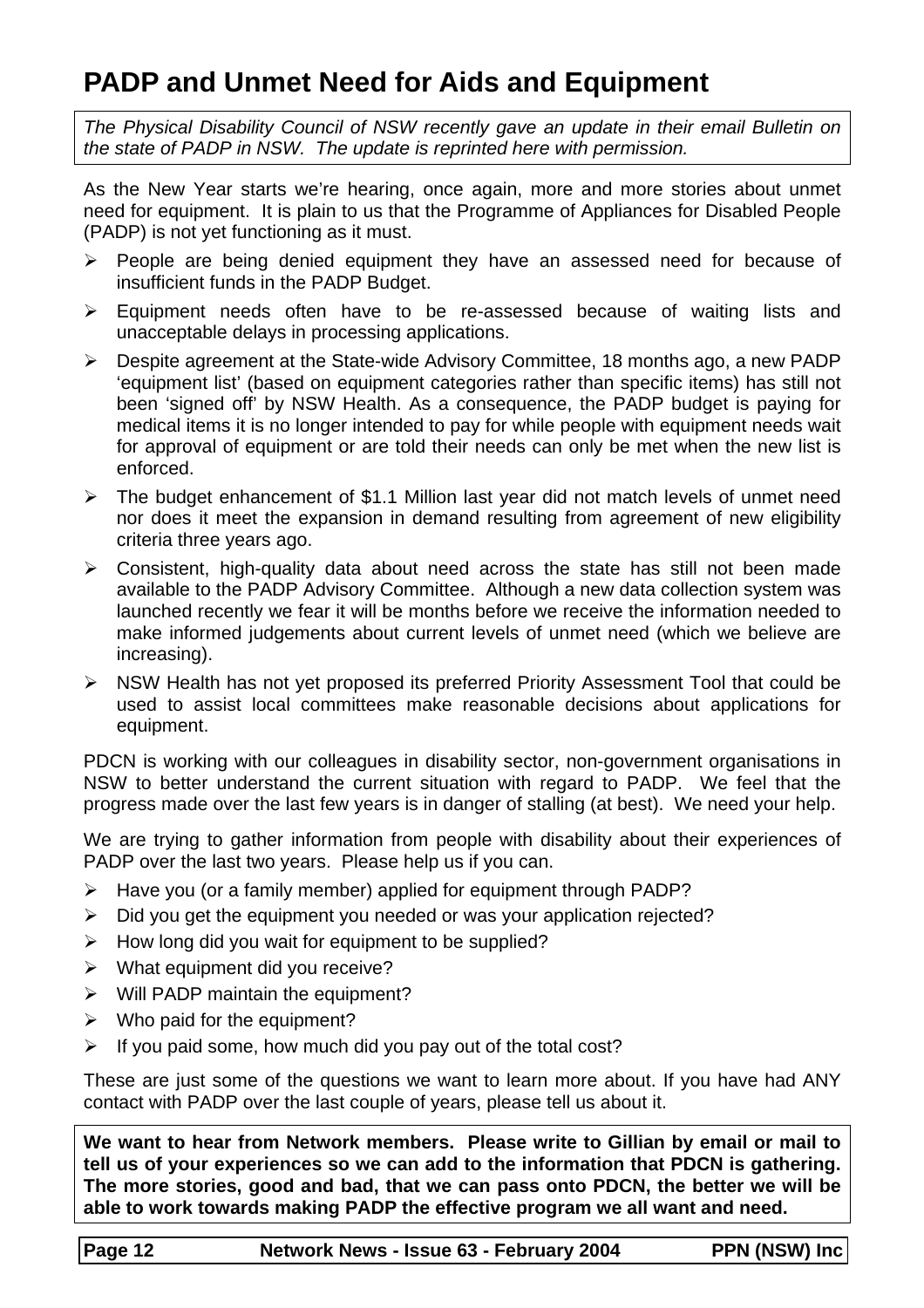# PADP and Unmet Need for Aids and Equipment

*The Physical Disability Council of NSW recently gave an update in their email Bulletin on the state of PADP in NSW. The update is reprinted here with permission.*

As the New Year starts we're hearing, once again, more and more stories about unmet need for equipment. It is plain to us that the Programme of Appliances for Disabled People (PADP) is not yet functioning as it must.

- People are being denied equipment they have an assessed need for because of insufficient funds in the PADP Budget.
- Equipment needs often have to be re-assessed because of waiting lists and unacceptable delays in processing applications.
- Despite agreement at the State-wide Advisory Committee, 18 months ago, a new PADP 'equipment list' (based on equipment categories rather than specific items) has still not been 'signed off' by NSW Health. As a consequence, the PADP budget is paying for medical items it is no longer intended to pay for while people with equipment needs wait for approval of equipment or are told their needs can only be met when the new list is enforced.
- The budget enhancement of $1.1 Million last year did not match levels of unmet need nor does it meet the expansion in demand resulting from agreement of new eligibility criteria three years ago.
- Consistent, high-quality data about need across the state has still not been made available to the PADP Advisory Committee. Although a new data collection system was launched recently we fear it will be months before we receive the information needed to make informed judgements about current levels of unmet need (which we believe are increasing).
- NSW Health has not yet proposed its preferred Priority Assessment Tool that could be used to assist local committees make reasonable decisions about applications for equipment.

PDCN is working with our colleagues in disability sector, non-government organisations in NSW to better understand the current situation with regard to PADP. We feel that the progress made over the last few years is in danger of stalling (at best). We need your help.

We are trying to gather information from people with disability about their experiences of PADP over the last two years. Please help us if you can.

- Have you (or a family member) applied for equipment through PADP?
- Did you get the equipment you needed or was your application rejected?
- How long did you wait for equipment to be supplied?
- What equipment did you receive?
- Will PADP maintain the equipment?
- Who paid for the equipment?
- If you paid some, how much did you pay out of the total cost?

These are just some of the questions we want to learn more about. If you have had ANY contact with PADP over the last couple of years, please tell us about it.

**We want to hear from Network members. Please write to Gillian by email or mail to tell us of your experiences so we can add to the information that PDCN is gathering. The more stories, good and bad, that we can pass onto PDCN, the better we will be able to work towards making PADP the effective program we all want and need.**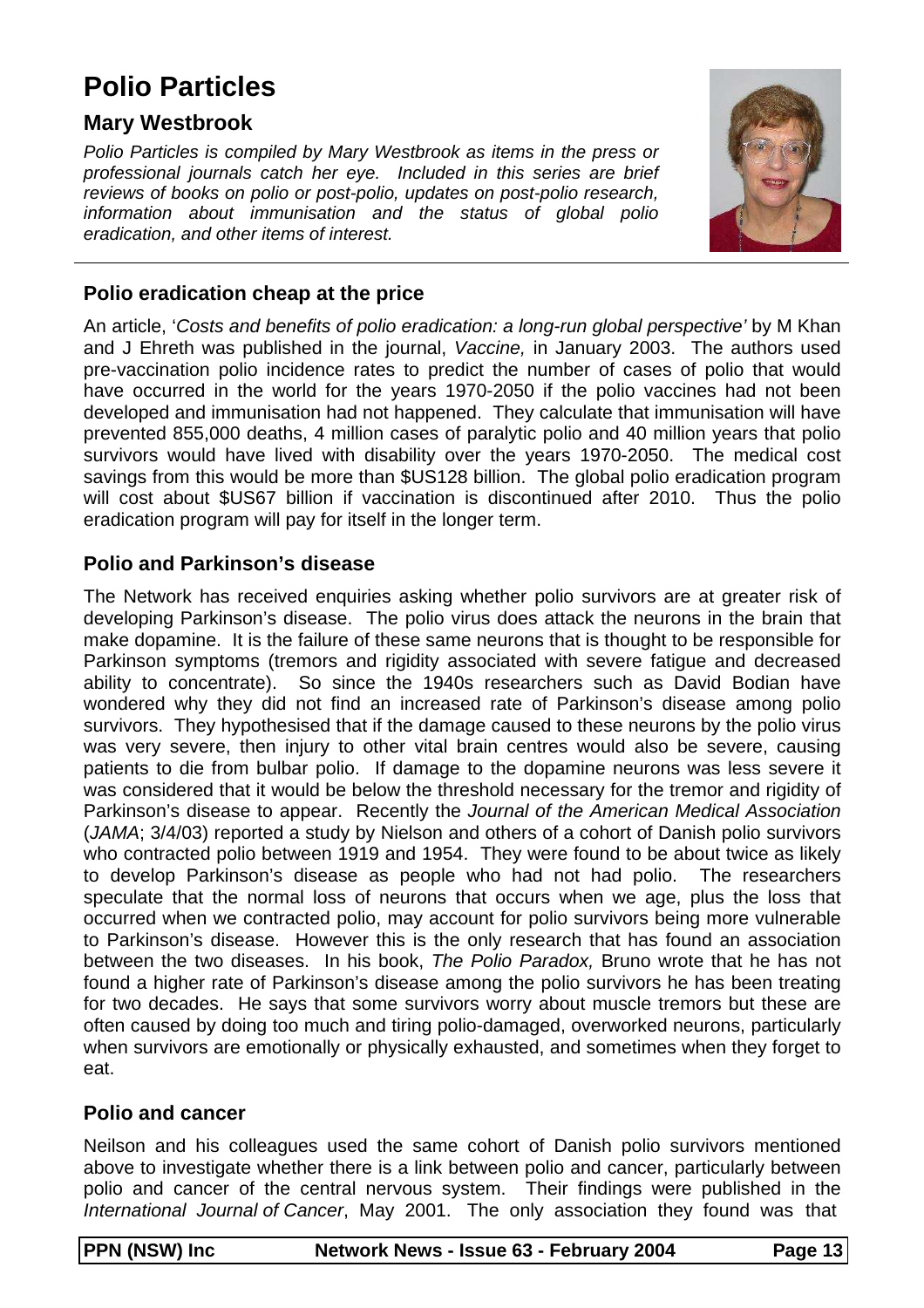# Polio Particles

## Mary Westbrook

*Polio Particles is compiled by Mary Westbrook as items in the press or professional journals catch her eye. Included in this series are brief reviews of books on polio or post-polio, updates on post-polio research, information about immunisation and the status of global polio eradication, and other items of interest.*

### Polio eradication cheap at the price

An article, '*Costs and benefits of polio eradication: a long-run global perspective'* by M Khan and J Ehreth was published in the journal, *Vaccine,* in January 2003. The authors used pre-vaccination polio incidence rates to predict the number of cases of polio that would have occurred in the world for the years 1970-2050 if the polio vaccines had not been developed and immunisation had not happened. They calculate that immunisation will have prevented 855,000 deaths, 4 million cases of paralytic polio and 40 million years that polio survivors would have lived with disability over the years 1970-2050. The medical cost savings from this would be more than $US128 billion. The global polio eradication program will cost about $US67 billion if vaccination is discontinued after 2010. Thus the polio eradication program will pay for itself in the longer term.

### Polio and Parkinson's disease

The Network has received enquiries asking whether polio survivors are at greater risk of developing Parkinson's disease. The polio virus does attack the neurons in the brain that make dopamine. It is the failure of these same neurons that is thought to be responsible for Parkinson symptoms (tremors and rigidity associated with severe fatigue and decreased ability to concentrate). So since the 1940s researchers such as David Bodian have wondered why they did not find an increased rate of Parkinson's disease among polio survivors. They hypothesised that if the damage caused to these neurons by the polio virus was very severe, then injury to other vital brain centres would also be severe, causing patients to die from bulbar polio. If damage to the dopamine neurons was less severe it was considered that it would be below the threshold necessary for the tremor and rigidity of Parkinson's disease to appear. Recently the *Journal of the American Medical Association* (*JAMA*; 3/4/03) reported a study by Nielson and others of a cohort of Danish polio survivors who contracted polio between 1919 and 1954. They were found to be about twice as likely to develop Parkinson's disease as people who had not had polio. The researchers speculate that the normal loss of neurons that occurs when we age, plus the loss that occurred when we contracted polio, may account for polio survivors being more vulnerable to Parkinson's disease. However this is the only research that has found an association between the two diseases. In his book, *The Polio Paradox,* Bruno wrote that he has not found a higher rate of Parkinson's disease among the polio survivors he has been treating for two decades. He says that some survivors worry about muscle tremors but these are often caused by doing too much and tiring polio-damaged, overworked neurons, particularly when survivors are emotionally or physically exhausted, and sometimes when they forget to eat.

### Polio and cancer

Neilson and his colleagues used the same cohort of Danish polio survivors mentioned above to investigate whether there is a link between polio and cancer, particularly between polio and cancer of the central nervous system. Their findings were published in the *International Journal of Cancer*, May 2001. The only association they found was that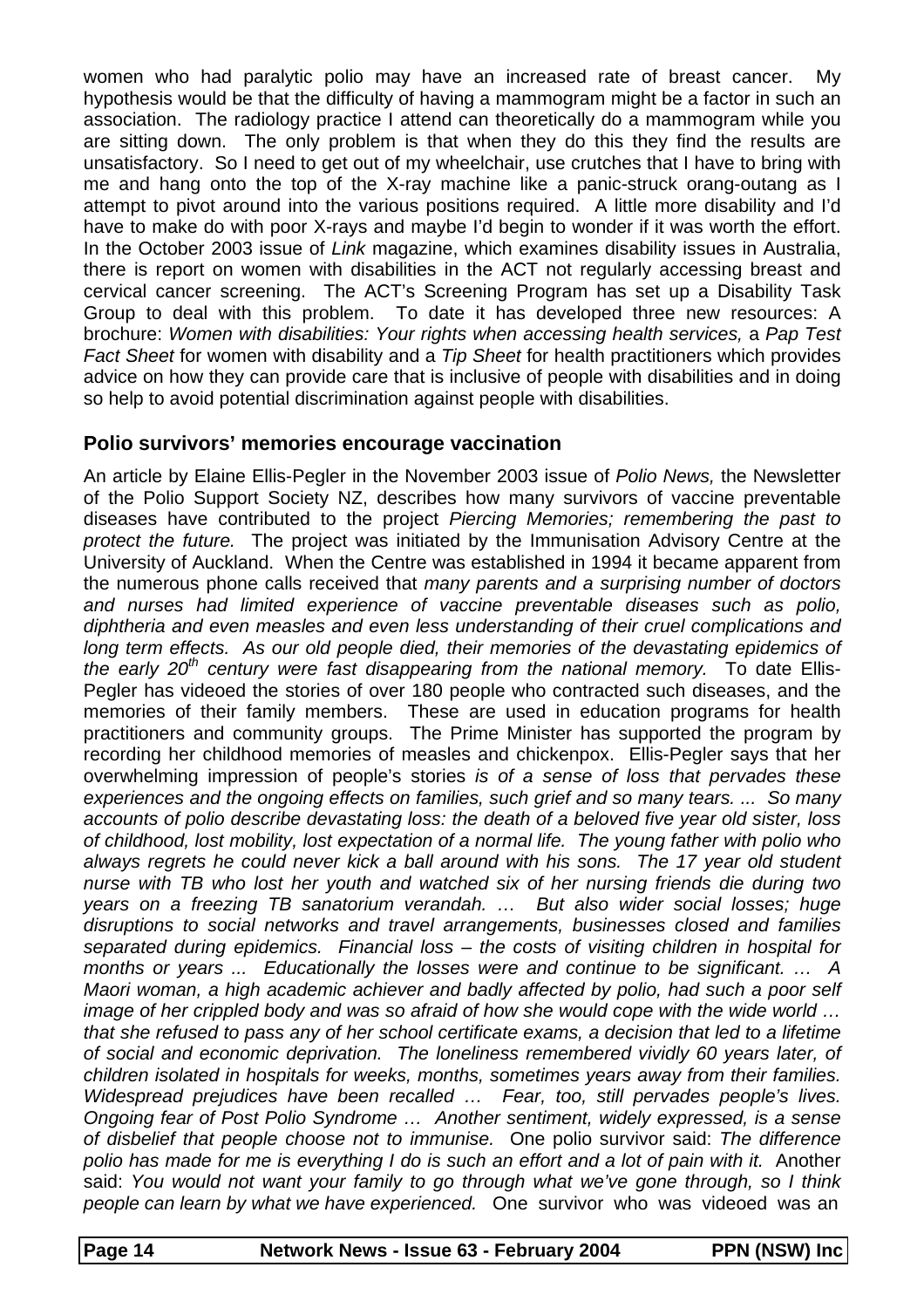women who had paralytic polio may have an increased rate of breast cancer. My hypothesis would be that the difficulty of having a mammogram might be a factor in such an association. The radiology practice I attend can theoretically do a mammogram while you are sitting down. The only problem is that when they do this they find the results are unsatisfactory. So I need to get out of my wheelchair, use crutches that I have to bring with me and hang onto the top of the X-ray machine like a panic-struck orang-outang as I attempt to pivot around into the various positions required. A little more disability and I'd have to make do with poor X-rays and maybe I'd begin to wonder if it was worth the effort. In the October 2003 issue of *Link* magazine, which examines disability issues in Australia, there is report on women with disabilities in the ACT not regularly accessing breast and cervical cancer screening. The ACT's Screening Program has set up a Disability Task Group to deal with this problem. To date it has developed three new resources: A brochure: *Women with disabilities: Your rights when accessing health services,* a *Pap Test Fact Sheet* for women with disability and a *Tip Sheet* for health practitioners which provides advice on how they can provide care that is inclusive of people with disabilities and in doing so help to avoid potential discrimination against people with disabilities.

## Polio survivors' memories encourage vaccination

An article by Elaine Ellis-Pegler in the November 2003 issue of *Polio News,* the Newsletter of the Polio Support Society NZ, describes how many survivors of vaccine preventable diseases have contributed to the project *Piercing Memories; remembering the past to protect the future.* The project was initiated by the Immunisation Advisory Centre at the University of Auckland. When the Centre was established in 1994 it became apparent from the numerous phone calls received that *many parents and a surprising number of doctors and nurses had limited experience of vaccine preventable diseases such as polio, diphtheria and even measles and even less understanding of their cruel complications and long term effects. As our old people died, their memories of the devastating epidemics of the early 20th century were fast disappearing from the national memory.* To date Ellis-Pegler has videoed the stories of over 180 people who contracted such diseases, and the memories of their family members. These are used in education programs for health practitioners and community groups. The Prime Minister has supported the program by recording her childhood memories of measles and chickenpox. Ellis-Pegler says that her overwhelming impression of people's stories *is of a sense of loss that pervades these experiences and the ongoing effects on families, such grief and so many tears. ... So many accounts of polio describe devastating loss: the death of a beloved five year old sister, loss of childhood, lost mobility, lost expectation of a normal life. The young father with polio who always regrets he could never kick a ball around with his sons. The 17 year old student nurse with TB who lost her youth and watched six of her nursing friends die during two years on a freezing TB sanatorium verandah. … But also wider social losses; huge disruptions to social networks and travel arrangements, businesses closed and families separated during epidemics. Financial loss – the costs of visiting children in hospital for months or years ... Educationally the losses were and continue to be significant. … A Maori woman, a high academic achiever and badly affected by polio, had such a poor self image of her crippled body and was so afraid of how she would cope with the wide world … that she refused to pass any of her school certificate exams, a decision that led to a lifetime of social and economic deprivation. The loneliness remembered vividly 60 years later, of children isolated in hospitals for weeks, months, sometimes years away from their families. Widespread prejudices have been recalled … Fear, too, still pervades people's lives. Ongoing fear of Post Polio Syndrome … Another sentiment, widely expressed, is a sense of disbelief that people choose not to immunise.* One polio survivor said: *The difference polio has made for me is everything I do is such an effort and a lot of pain with it.* Another said: *You would not want your family to go through what we've gone through, so I think people can learn by what we have experienced.* One survivor who was videoed was an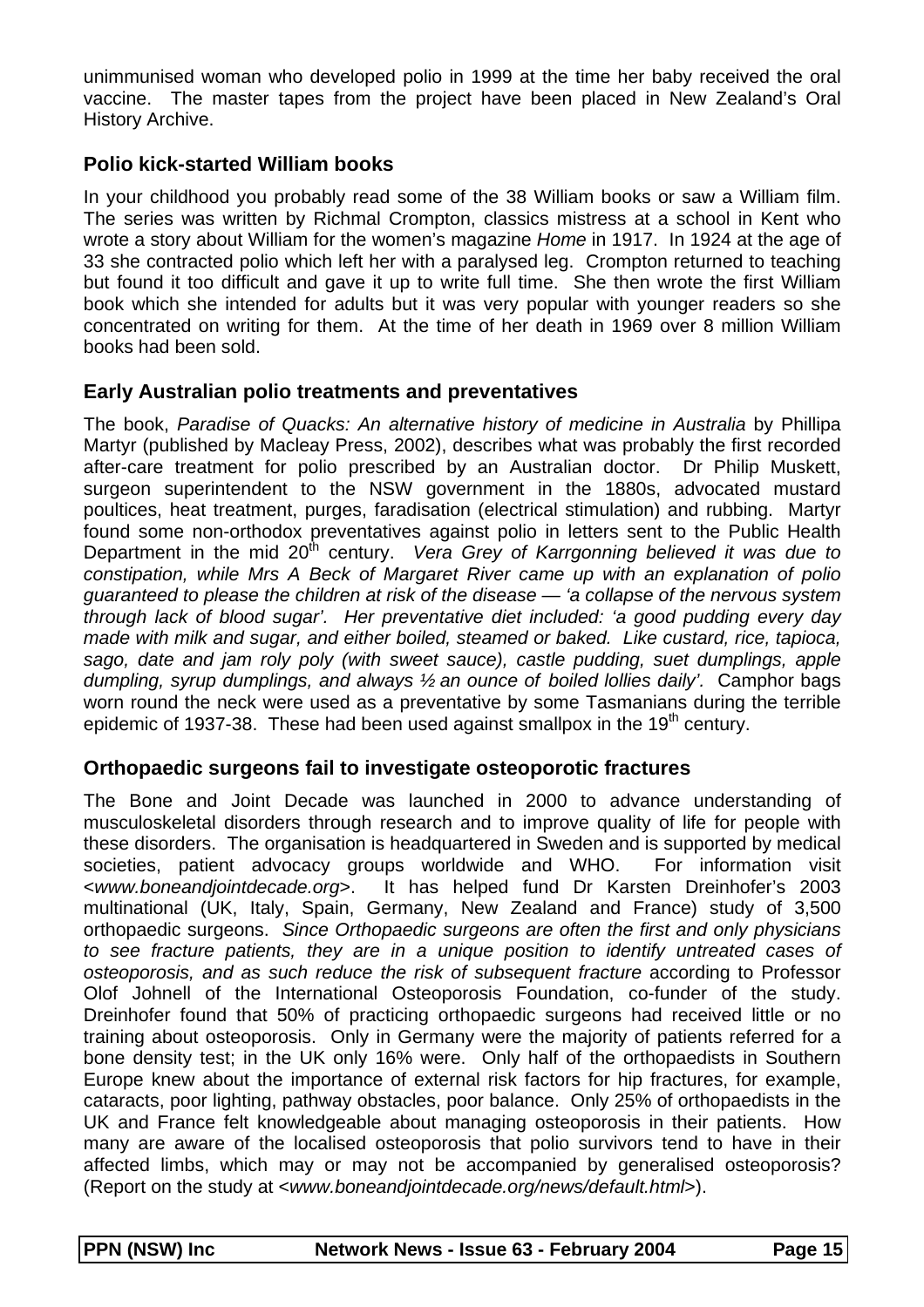unimmunised woman who developed polio in 1999 at the time her baby received the oral vaccine. The master tapes from the project have been placed in New Zealand's Oral History Archive.

### Polio kick-started William books

In your childhood you probably read some of the 38 William books or saw a William film. The series was written by Richmal Crompton, classics mistress at a school in Kent who wrote a story about William for the women's magazine *Home* in 1917. In 1924 at the age of 33 she contracted polio which left her with a paralysed leg. Crompton returned to teaching but found it too difficult and gave it up to write full time. She then wrote the first William book which she intended for adults but it was very popular with younger readers so she concentrated on writing for them. At the time of her death in 1969 over 8 million William books had been sold.

### Early Australian polio treatments and preventatives

The book, *Paradise of Quacks: An alternative history of medicine in Australia* by Phillipa Martyr (published by Macleay Press, 2002), describes what was probably the first recorded after-care treatment for polio prescribed by an Australian doctor. Dr Philip Muskett, surgeon superintendent to the NSW government in the 1880s, advocated mustard poultices, heat treatment, purges, faradisation (electrical stimulation) and rubbing. Martyr found some non-orthodox preventatives against polio in letters sent to the Public Health Department in the mid 20th century. *Vera Grey of Karrgonning believed it was due to constipation, while Mrs A Beck of Margaret River came up with an explanation of polio guaranteed to please the children at risk of the disease — 'a collapse of the nervous system through lack of blood sugar'. Her preventative diet included: 'a good pudding every day made with milk and sugar, and either boiled, steamed or baked. Like custard, rice, tapioca, sago, date and jam roly poly (with sweet sauce), castle pudding, suet dumplings, apple dumpling, syrup dumplings, and always ½ an ounce of boiled lollies daily'.* Camphor bags worn round the neck were used as a preventative by some Tasmanians during the terrible epidemic of 1937-38. These had been used against smallpox in the 19th century.

### Orthopaedic surgeons fail to investigate osteoporotic fractures

The Bone and Joint Decade was launched in 2000 to advance understanding of musculoskeletal disorders through research and to improve quality of life for people with these disorders. The organisation is headquartered in Sweden and is supported by medical societies, patient advocacy groups worldwide and WHO. For information visit <*www.boneandjointdecade.org*>. It has helped fund Dr Karsten Dreinhofer's 2003 multinational (UK, Italy, Spain, Germany, New Zealand and France) study of 3,500 orthopaedic surgeons. *Since Orthopaedic surgeons are often the first and only physicians to see fracture patients, they are in a unique position to identify untreated cases of osteoporosis, and as such reduce the risk of subsequent fracture* according to Professor Olof Johnell of the International Osteoporosis Foundation, co-funder of the study. Dreinhofer found that 50% of practicing orthopaedic surgeons had received little or no training about osteoporosis. Only in Germany were the majority of patients referred for a bone density test; in the UK only 16% were. Only half of the orthopaedists in Southern Europe knew about the importance of external risk factors for hip fractures, for example, cataracts, poor lighting, pathway obstacles, poor balance. Only 25% of orthopaedists in the UK and France felt knowledgeable about managing osteoporosis in their patients. How many are aware of the localised osteoporosis that polio survivors tend to have in their affected limbs, which may or may not be accompanied by generalised osteoporosis? (Report on the study at <*www.boneandjointdecade.org/news/default.html*>).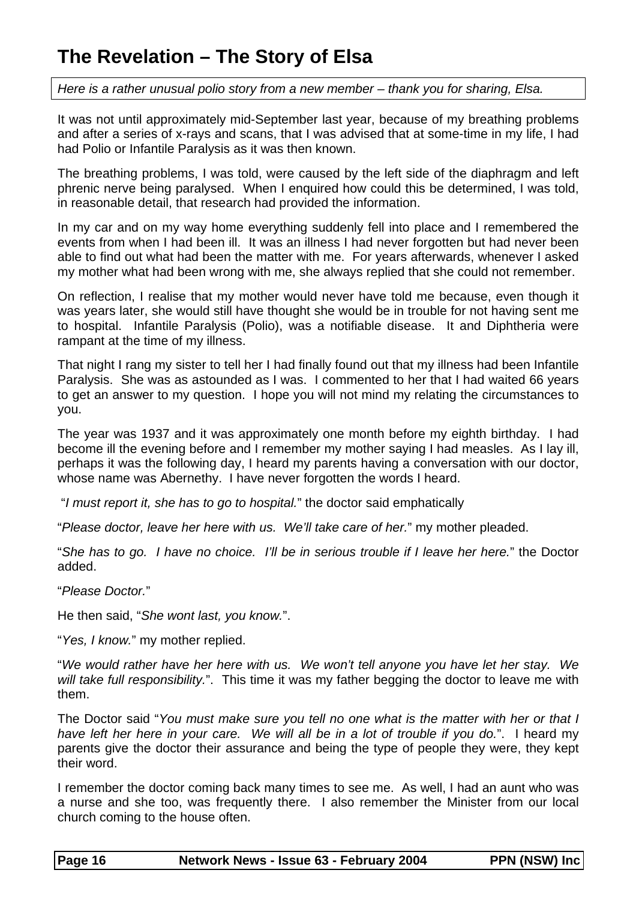# The Revelation – The Story of Elsa

*Here is a rather unusual polio story from a new member – thank you for sharing, Elsa.*

It was not until approximately mid-September last year, because of my breathing problems and after a series of x-rays and scans, that I was advised that at some-time in my life, I had had Polio or Infantile Paralysis as it was then known.

The breathing problems, I was told, were caused by the left side of the diaphragm and left phrenic nerve being paralysed. When I enquired how could this be determined, I was told, in reasonable detail, that research had provided the information.

In my car and on my way home everything suddenly fell into place and I remembered the events from when I had been ill. It was an illness I had never forgotten but had never been able to find out what had been the matter with me. For years afterwards, whenever I asked my mother what had been wrong with me, she always replied that she could not remember.

On reflection, I realise that my mother would never have told me because, even though it was years later, she would still have thought she would be in trouble for not having sent me to hospital. Infantile Paralysis (Polio), was a notifiable disease. It and Diphtheria were rampant at the time of my illness.

That night I rang my sister to tell her I had finally found out that my illness had been Infantile Paralysis. She was as astounded as I was. I commented to her that I had waited 66 years to get an answer to my question. I hope you will not mind my relating the circumstances to you.

The year was 1937 and it was approximately one month before my eighth birthday. I had become ill the evening before and I remember my mother saying I had measles. As I lay ill, perhaps it was the following day, I heard my parents having a conversation with our doctor, whose name was Abernethy. I have never forgotten the words I heard.

"*I must report it, she has to go to hospital.*" the doctor said emphatically

"*Please doctor, leave her here with us. We'll take care of her.*" my mother pleaded.

"*She has to go. I have no choice. I'll be in serious trouble if I leave her here.*" the Doctor added.

"*Please Doctor.*"

He then said, "*She wont last, you know.*".

"*Yes, I know.*" my mother replied.

"*We would rather have her here with us. We won't tell anyone you have let her stay. We will take full responsibility.*". This time it was my father begging the doctor to leave me with them.

The Doctor said "*You must make sure you tell no one what is the matter with her or that I have left her here in your care. We will all be in a lot of trouble if you do.*". I heard my parents give the doctor their assurance and being the type of people they were, they kept their word.

I remember the doctor coming back many times to see me. As well, I had an aunt who was a nurse and she too, was frequently there. I also remember the Minister from our local church coming to the house often.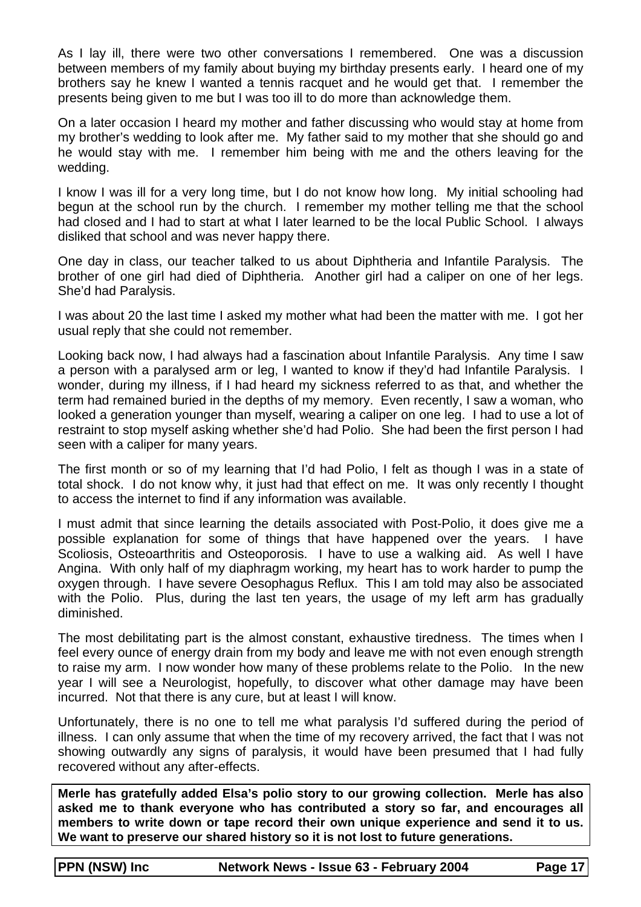As I lay ill, there were two other conversations I remembered. One was a discussion between members of my family about buying my birthday presents early. I heard one of my brothers say he knew I wanted a tennis racquet and he would get that. I remember the presents being given to me but I was too ill to do more than acknowledge them.

On a later occasion I heard my mother and father discussing who would stay at home from my brother's wedding to look after me. My father said to my mother that she should go and he would stay with me. I remember him being with me and the others leaving for the wedding.

I know I was ill for a very long time, but I do not know how long. My initial schooling had begun at the school run by the church. I remember my mother telling me that the school had closed and I had to start at what I later learned to be the local Public School. I always disliked that school and was never happy there.

One day in class, our teacher talked to us about Diphtheria and Infantile Paralysis. The brother of one girl had died of Diphtheria. Another girl had a caliper on one of her legs. She'd had Paralysis.

I was about 20 the last time I asked my mother what had been the matter with me. I got her usual reply that she could not remember.

Looking back now, I had always had a fascination about Infantile Paralysis. Any time I saw a person with a paralysed arm or leg, I wanted to know if they'd had Infantile Paralysis. I wonder, during my illness, if I had heard my sickness referred to as that, and whether the term had remained buried in the depths of my memory. Even recently, I saw a woman, who looked a generation younger than myself, wearing a caliper on one leg. I had to use a lot of restraint to stop myself asking whether she'd had Polio. She had been the first person I had seen with a caliper for many years.

The first month or so of my learning that I'd had Polio, I felt as though I was in a state of total shock. I do not know why, it just had that effect on me. It was only recently I thought to access the internet to find if any information was available.

I must admit that since learning the details associated with Post-Polio, it does give me a possible explanation for some of things that have happened over the years. I have Scoliosis, Osteoarthritis and Osteoporosis. I have to use a walking aid. As well I have Angina. With only half of my diaphragm working, my heart has to work harder to pump the oxygen through. I have severe Oesophagus Reflux. This I am told may also be associated with the Polio. Plus, during the last ten years, the usage of my left arm has gradually diminished.

The most debilitating part is the almost constant, exhaustive tiredness. The times when I feel every ounce of energy drain from my body and leave me with not even enough strength to raise my arm. I now wonder how many of these problems relate to the Polio. In the new year I will see a Neurologist, hopefully, to discover what other damage may have been incurred. Not that there is any cure, but at least I will know.

Unfortunately, there is no one to tell me what paralysis I'd suffered during the period of illness. I can only assume that when the time of my recovery arrived, the fact that I was not showing outwardly any signs of paralysis, it would have been presumed that I had fully recovered without any after-effects.

**Merle has gratefully added Elsa's polio story to our growing collection. Merle has also asked me to thank everyone who has contributed a story so far, and encourages all members to write down or tape record their own unique experience and send it to us. We want to preserve our shared history so it is not lost to future generations.**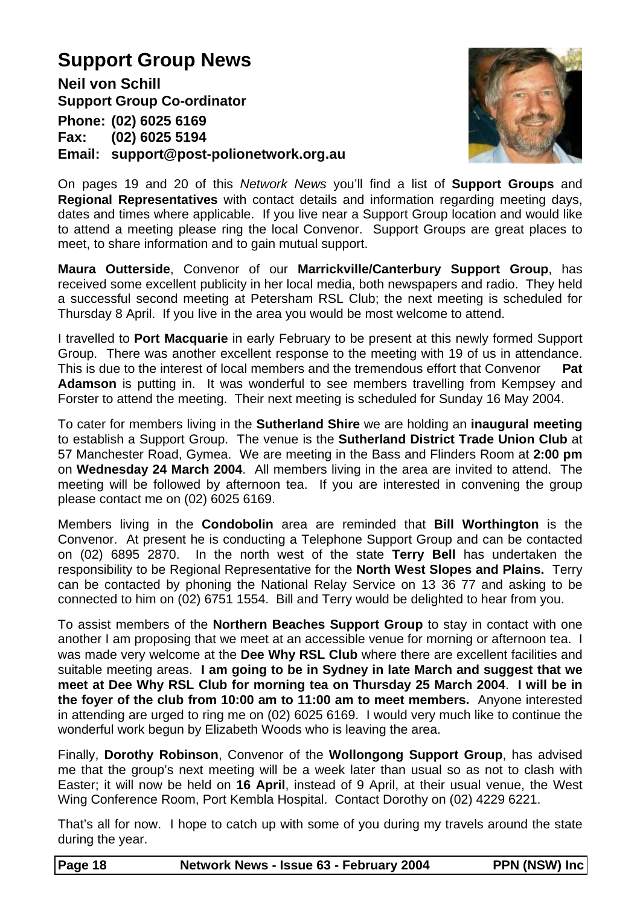# Support Group News

**Neil von Schill**
**Support Group Co-ordinator**
**Phone: (02) 6025 6169**
**Fax: (02) 6025 5194**
**Email: support@post-polionetwork.org.au**

On pages 19 and 20 of this *Network News* you'll find a list of **Support Groups** and **Regional Representatives** with contact details and information regarding meeting days, dates and times where applicable. If you live near a Support Group location and would like to attend a meeting please ring the local Convenor. Support Groups are great places to meet, to share information and to gain mutual support.

**Maura Outterside**, Convenor of our **Marrickville/Canterbury Support Group**, has received some excellent publicity in her local media, both newspapers and radio. They held a successful second meeting at Petersham RSL Club; the next meeting is scheduled for Thursday 8 April. If you live in the area you would be most welcome to attend.

I travelled to **Port Macquarie** in early February to be present at this newly formed Support Group. There was another excellent response to the meeting with 19 of us in attendance. This is due to the interest of local members and the tremendous effort that Convenor **Pat Adamson** is putting in. It was wonderful to see members travelling from Kempsey and Forster to attend the meeting. Their next meeting is scheduled for Sunday 16 May 2004.

To cater for members living in the **Sutherland Shire** we are holding an **inaugural meeting** to establish a Support Group. The venue is the **Sutherland District Trade Union Club** at 57 Manchester Road, Gymea. We are meeting in the Bass and Flinders Room at **2:00 pm** on **Wednesday 24 March 2004**. All members living in the area are invited to attend. The meeting will be followed by afternoon tea. If you are interested in convening the group please contact me on (02) 6025 6169.

Members living in the **Condobolin** area are reminded that **Bill Worthington** is the Convenor. At present he is conducting a Telephone Support Group and can be contacted on (02) 6895 2870. In the north west of the state **Terry Bell** has undertaken the responsibility to be Regional Representative for the **North West Slopes and Plains.** Terry can be contacted by phoning the National Relay Service on 13 36 77 and asking to be connected to him on (02) 6751 1554. Bill and Terry would be delighted to hear from you.

To assist members of the **Northern Beaches Support Group** to stay in contact with one another I am proposing that we meet at an accessible venue for morning or afternoon tea. I was made very welcome at the **Dee Why RSL Club** where there are excellent facilities and suitable meeting areas. **I am going to be in Sydney in late March and suggest that we meet at Dee Why RSL Club for morning tea on Thursday 25 March 2004**. **I will be in the foyer of the club from 10:00 am to 11:00 am to meet members.** Anyone interested in attending are urged to ring me on (02) 6025 6169. I would very much like to continue the wonderful work begun by Elizabeth Woods who is leaving the area.

Finally, **Dorothy Robinson**, Convenor of the **Wollongong Support Group**, has advised me that the group's next meeting will be a week later than usual so as not to clash with Easter; it will now be held on **16 April**, instead of 9 April, at their usual venue, the West Wing Conference Room, Port Kembla Hospital. Contact Dorothy on (02) 4229 6221.

That's all for now. I hope to catch up with some of you during my travels around the state during the year.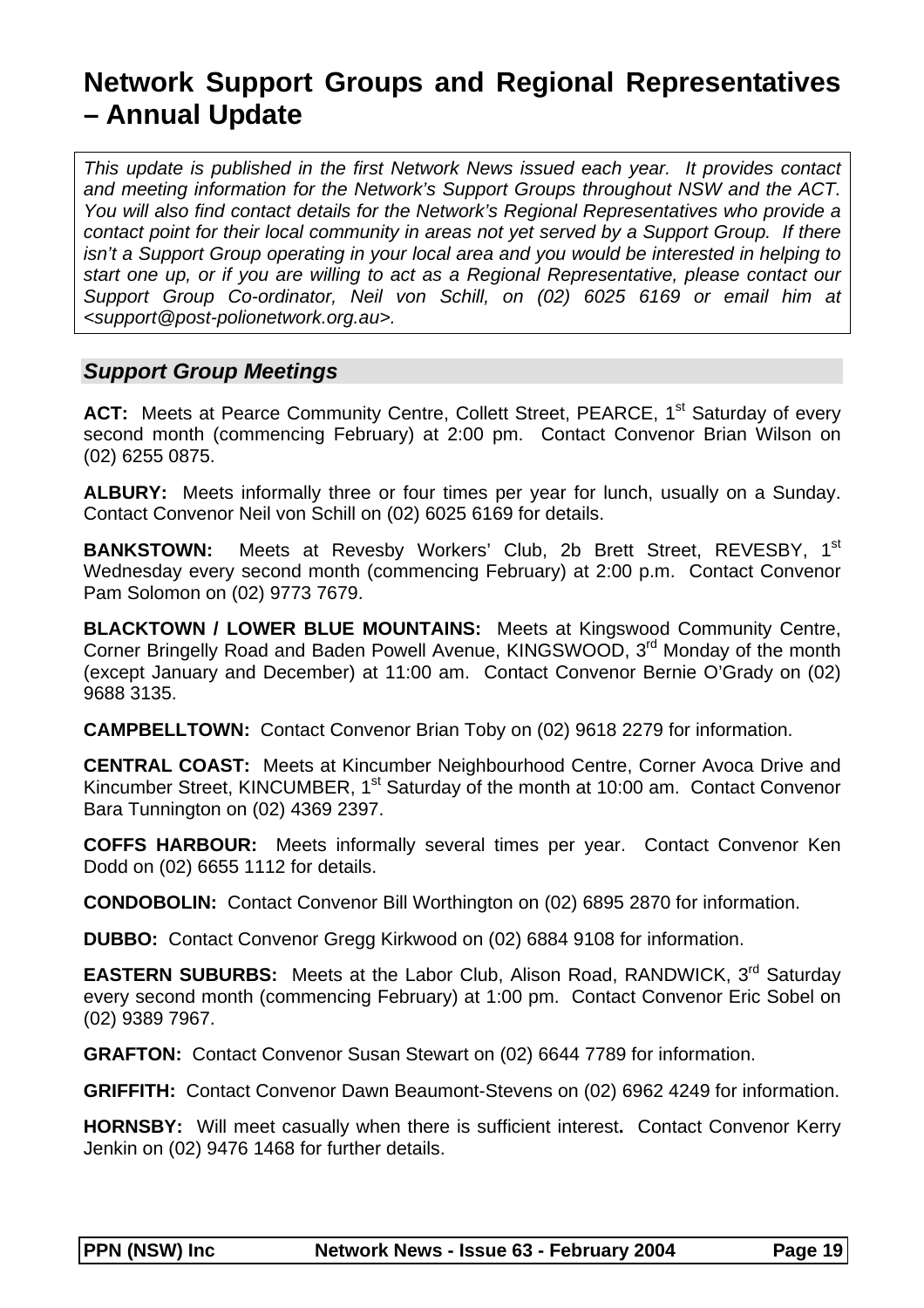# Network Support Groups and Regional Representatives – Annual Update

*This update is published in the first Network News issued each year. It provides contact and meeting information for the Network's Support Groups throughout NSW and the ACT. You will also find contact details for the Network's Regional Representatives who provide a contact point for their local community in areas not yet served by a Support Group. If there isn't a Support Group operating in your local area and you would be interested in helping to start one up, or if you are willing to act as a Regional Representative, please contact our Support Group Co-ordinator, Neil von Schill, on (02) 6025 6169 or email him at <support@post-polionetwork.org.au>.*

## *Support Group Meetings*

**ACT:** Meets at Pearce Community Centre, Collett Street, PEARCE, 1st Saturday of every second month (commencing February) at 2:00 pm. Contact Convenor Brian Wilson on (02) 6255 0875.

**ALBURY:** Meets informally three or four times per year for lunch, usually on a Sunday. Contact Convenor Neil von Schill on (02) 6025 6169 for details.

**BANKSTOWN:** Meets at Revesby Workers' Club, 2b Brett Street, REVESBY, 1st Wednesday every second month (commencing February) at 2:00 p.m. Contact Convenor Pam Solomon on (02) 9773 7679.

**BLACKTOWN / LOWER BLUE MOUNTAINS:** Meets at Kingswood Community Centre, Corner Bringelly Road and Baden Powell Avenue, KINGSWOOD, 3rd Monday of the month (except January and December) at 11:00 am. Contact Convenor Bernie O'Grady on (02) 9688 3135.

**CAMPBELLTOWN:** Contact Convenor Brian Toby on (02) 9618 2279 for information.

**CENTRAL COAST:** Meets at Kincumber Neighbourhood Centre, Corner Avoca Drive and Kincumber Street, KINCUMBER, 1st Saturday of the month at 10:00 am. Contact Convenor Bara Tunnington on (02) 4369 2397.

**COFFS HARBOUR:** Meets informally several times per year. Contact Convenor Ken Dodd on (02) 6655 1112 for details.

**CONDOBOLIN:** Contact Convenor Bill Worthington on (02) 6895 2870 for information.

**DUBBO:** Contact Convenor Gregg Kirkwood on (02) 6884 9108 for information.

**EASTERN SUBURBS:** Meets at the Labor Club, Alison Road, RANDWICK, 3rd Saturday every second month (commencing February) at 1:00 pm. Contact Convenor Eric Sobel on (02) 9389 7967.

**GRAFTON:** Contact Convenor Susan Stewart on (02) 6644 7789 for information.

**GRIFFITH:** Contact Convenor Dawn Beaumont-Stevens on (02) 6962 4249 for information.

**HORNSBY:** Will meet casually when there is sufficient interest**.** Contact Convenor Kerry Jenkin on (02) 9476 1468 for further details.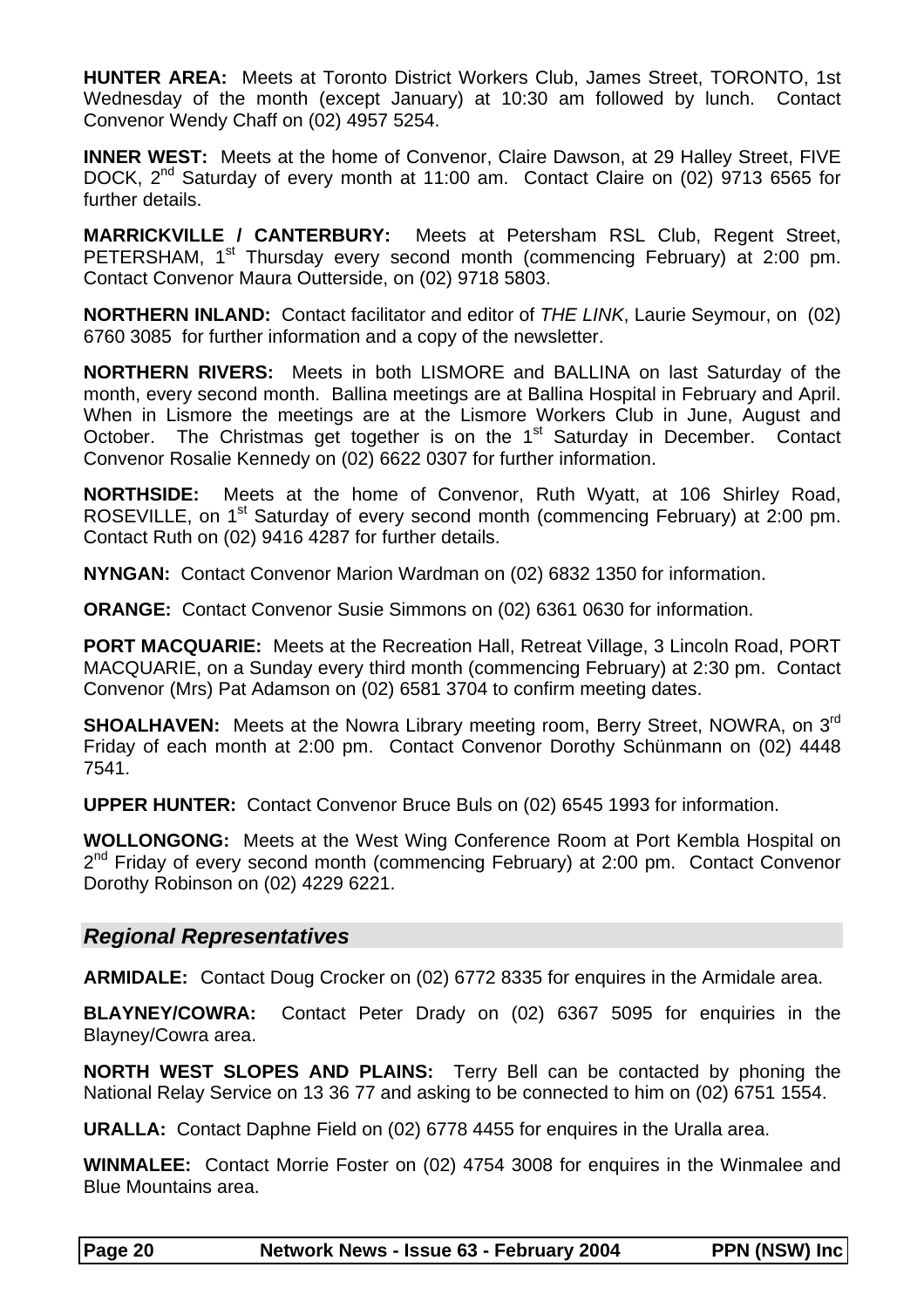**HUNTER AREA:** Meets at Toronto District Workers Club, James Street, TORONTO, 1st Wednesday of the month (except January) at 10:30 am followed by lunch. Contact Convenor Wendy Chaff on (02) 4957 5254.

**INNER WEST:** Meets at the home of Convenor, Claire Dawson, at 29 Halley Street, FIVE DOCK, 2nd Saturday of every month at 11:00 am. Contact Claire on (02) 9713 6565 for further details.

**MARRICKVILLE / CANTERBURY:** Meets at Petersham RSL Club, Regent Street, PETERSHAM, 1st Thursday every second month (commencing February) at 2:00 pm. Contact Convenor Maura Outterside, on (02) 9718 5803.

**NORTHERN INLAND:** Contact facilitator and editor of *THE LINK*, Laurie Seymour, on (02) 6760 3085 for further information and a copy of the newsletter.

**NORTHERN RIVERS:** Meets in both LISMORE and BALLINA on last Saturday of the month, every second month. Ballina meetings are at Ballina Hospital in February and April. When in Lismore the meetings are at the Lismore Workers Club in June, August and October. The Christmas get together is on the 1st Saturday in December. Contact Convenor Rosalie Kennedy on (02) 6622 0307 for further information.

**NORTHSIDE:** Meets at the home of Convenor, Ruth Wyatt, at 106 Shirley Road, ROSEVILLE, on 1st Saturday of every second month (commencing February) at 2:00 pm. Contact Ruth on (02) 9416 4287 for further details.

**NYNGAN:** Contact Convenor Marion Wardman on (02) 6832 1350 for information.

**ORANGE:** Contact Convenor Susie Simmons on (02) 6361 0630 for information.

**PORT MACQUARIE:** Meets at the Recreation Hall, Retreat Village, 3 Lincoln Road, PORT MACQUARIE, on a Sunday every third month (commencing February) at 2:30 pm. Contact Convenor (Mrs) Pat Adamson on (02) 6581 3704 to confirm meeting dates.

**SHOALHAVEN:** Meets at the Nowra Library meeting room, Berry Street, NOWRA, on 3rd Friday of each month at 2:00 pm. Contact Convenor Dorothy Schünmann on (02) 4448 7541.

**UPPER HUNTER:** Contact Convenor Bruce Buls on (02) 6545 1993 for information.

**WOLLONGONG:** Meets at the West Wing Conference Room at Port Kembla Hospital on 2nd Friday of every second month (commencing February) at 2:00 pm. Contact Convenor Dorothy Robinson on (02) 4229 6221.

## *Regional Representatives*

**ARMIDALE:** Contact Doug Crocker on (02) 6772 8335 for enquires in the Armidale area.

**BLAYNEY/COWRA:** Contact Peter Drady on (02) 6367 5095 for enquiries in the Blayney/Cowra area.

**NORTH WEST SLOPES AND PLAINS:** Terry Bell can be contacted by phoning the National Relay Service on 13 36 77 and asking to be connected to him on (02) 6751 1554.

**URALLA:** Contact Daphne Field on (02) 6778 4455 for enquires in the Uralla area.

**WINMALEE:** Contact Morrie Foster on (02) 4754 3008 for enquires in the Winmalee and Blue Mountains area.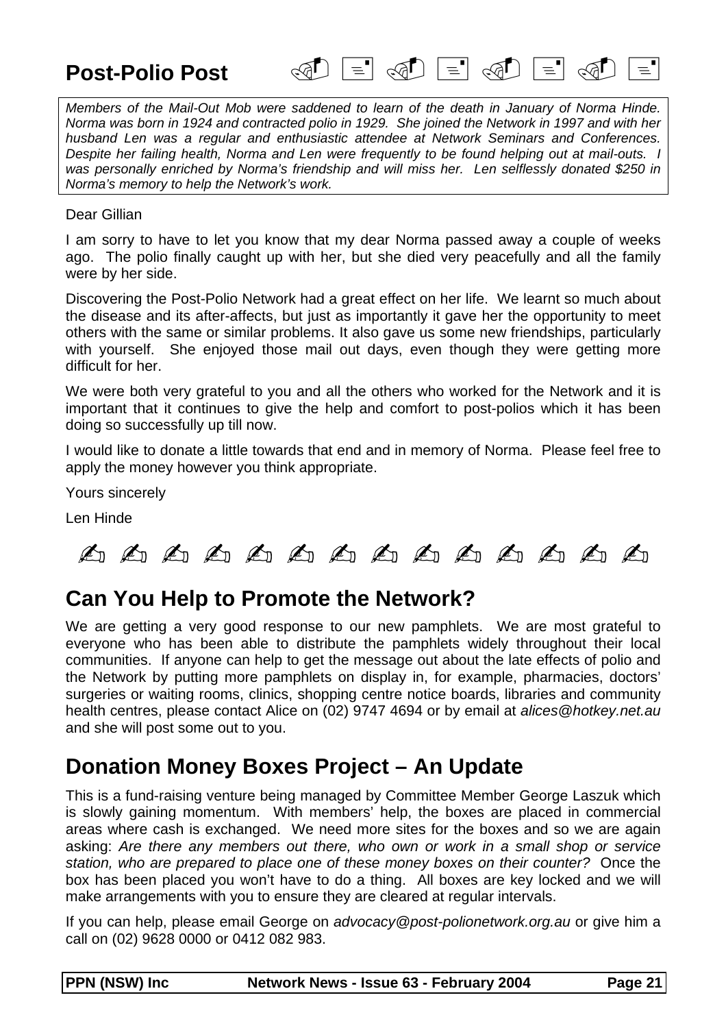# Post-Polio Post

*Members of the Mail-Out Mob were saddened to learn of the death in January of Norma Hinde. Norma was born in 1924 and contracted polio in 1929. She joined the Network in 1997 and with her husband Len was a regular and enthusiastic attendee at Network Seminars and Conferences. Despite her failing health, Norma and Len were frequently to be found helping out at mail-outs. I was personally enriched by Norma's friendship and will miss her. Len selflessly donated $250 in Norma's memory to help the Network's work.*

Dear Gillian

I am sorry to have to let you know that my dear Norma passed away a couple of weeks ago. The polio finally caught up with her, but she died very peacefully and all the family were by her side.

Discovering the Post-Polio Network had a great effect on her life. We learnt so much about the disease and its after-affects, but just as importantly it gave her the opportunity to meet others with the same or similar problems. It also gave us some new friendships, particularly with yourself. She enjoyed those mail out days, even though they were getting more difficult for her.

We were both very grateful to you and all the others who worked for the Network and it is important that it continues to give the help and comfort to post-polios which it has been doing so successfully up till now.

I would like to donate a little towards that end and in memory of Norma. Please feel free to apply the money however you think appropriate.

Yours sincerely

Len Hinde

## Can You Help to Promote the Network?

We are getting a very good response to our new pamphlets. We are most grateful to everyone who has been able to distribute the pamphlets widely throughout their local communities. If anyone can help to get the message out about the late effects of polio and the Network by putting more pamphlets on display in, for example, pharmacies, doctors' surgeries or waiting rooms, clinics, shopping centre notice boards, libraries and community health centres, please contact Alice on (02) 9747 4694 or by email at *alices@hotkey.net.au* and she will post some out to you.

## Donation Money Boxes Project – An Update

This is a fund-raising venture being managed by Committee Member George Laszuk which is slowly gaining momentum. With members' help, the boxes are placed in commercial areas where cash is exchanged. We need more sites for the boxes and so we are again asking: *Are there any members out there, who own or work in a small shop or service station, who are prepared to place one of these money boxes on their counter?* Once the box has been placed you won't have to do a thing. All boxes are key locked and we will make arrangements with you to ensure they are cleared at regular intervals.

If you can help, please email George on *advocacy@post-polionetwork.org.au* or give him a call on (02) 9628 0000 or 0412 082 983.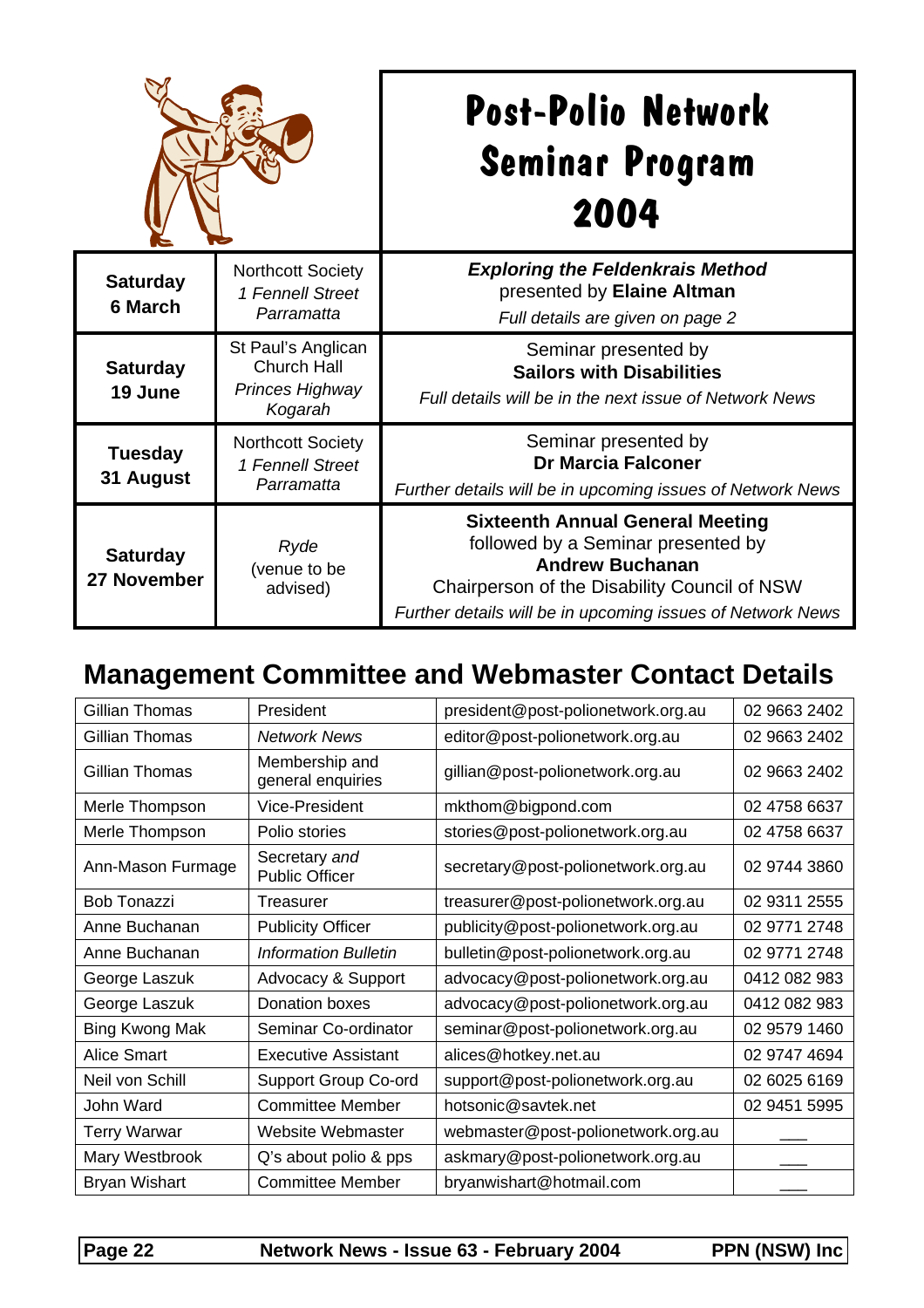# Post-Polio Network Seminar Program 2004

| | | |
|---|---|---|
| **Saturday 6 March** | Northcott Society *1 Fennell Street Parramatta* | ***Exploring the Feldenkrais Method*** presented by **Elaine Altman** *Full details are given on page 2* |
| **Saturday 19 June** | St Paul's Anglican Church Hall *Princes Highway Kogarah* | Seminar presented by **Sailors with Disabilities** *Full details will be in the next issue of Network News* |
| **Tuesday 31 August** | Northcott Society *1 Fennell Street Parramatta* | Seminar presented by **Dr Marcia Falconer** *Further details will be in upcoming issues of Network News* |
| **Saturday 27 November** | *Ryde* (venue to be advised) | **Sixteenth Annual General Meeting** followed by a Seminar presented by **Andrew Buchanan** Chairperson of the Disability Council of NSW *Further details will be in upcoming issues of Network News* |

## Management Committee and Webmaster Contact Details

| | | | |
|---|---|---|---|
| Gillian Thomas | President | president@post-polionetwork.org.au | 02 9663 2402 |
| Gillian Thomas | *Network News* | editor@post-polionetwork.org.au | 02 9663 2402 |
| Gillian Thomas | Membership and general enquiries | gillian@post-polionetwork.org.au | 02 9663 2402 |
| Merle Thompson | Vice-President | mkthom@bigpond.com | 02 4758 6637 |
| Merle Thompson | Polio stories | stories@post-polionetwork.org.au | 02 4758 6637 |
| Ann-Mason Furmage | Secretary *and* Public Officer | secretary@post-polionetwork.org.au | 02 9744 3860 |
| Bob Tonazzi | Treasurer | treasurer@post-polionetwork.org.au | 02 9311 2555 |
| Anne Buchanan | Publicity Officer | publicity@post-polionetwork.org.au | 02 9771 2748 |
| Anne Buchanan | *Information Bulletin* | bulletin@post-polionetwork.org.au | 02 9771 2748 |
| George Laszuk | Advocacy & Support | advocacy@post-polionetwork.org.au | 0412 082 983 |
| George Laszuk | Donation boxes | advocacy@post-polionetwork.org.au | 0412 082 983 |
| Bing Kwong Mak | Seminar Co-ordinator | seminar@post-polionetwork.org.au | 02 9579 1460 |
| Alice Smart | Executive Assistant | alices@hotkey.net.au | 02 9747 4694 |
| Neil von Schill | Support Group Co-ord | support@post-polionetwork.org.au | 02 6025 6169 |
| John Ward | Committee Member | hotsonic@savtek.net | 02 9451 5995 |
| Terry Warwar | Website Webmaster | webmaster@post-polionetwork.org.au | ___ |
| Mary Westbrook | Q's about polio & pps | askmary@post-polionetwork.org.au | ___ |
| Bryan Wishart | Committee Member | bryanwishart@hotmail.com | ___ |